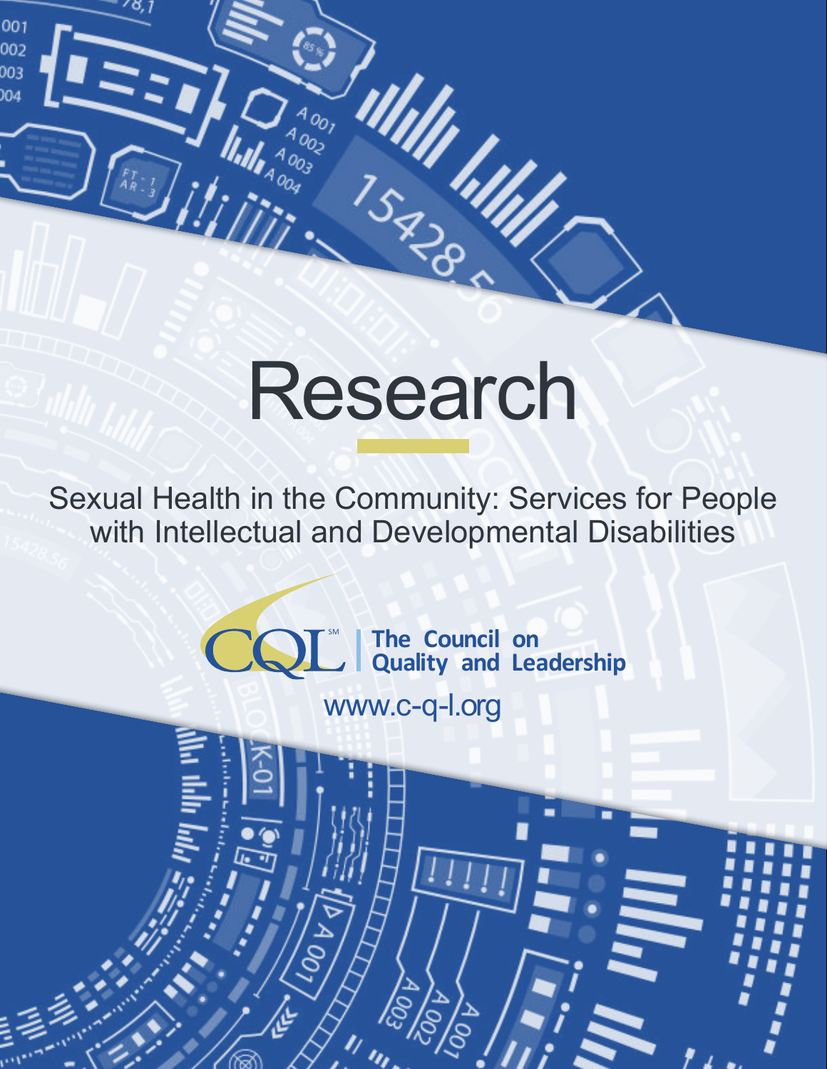# Research

Sexual Health in the Community: Services for People with Intellectual and Developmental Disabilities

CQL | The Council on Quality and Leadership

www.c-q-l.org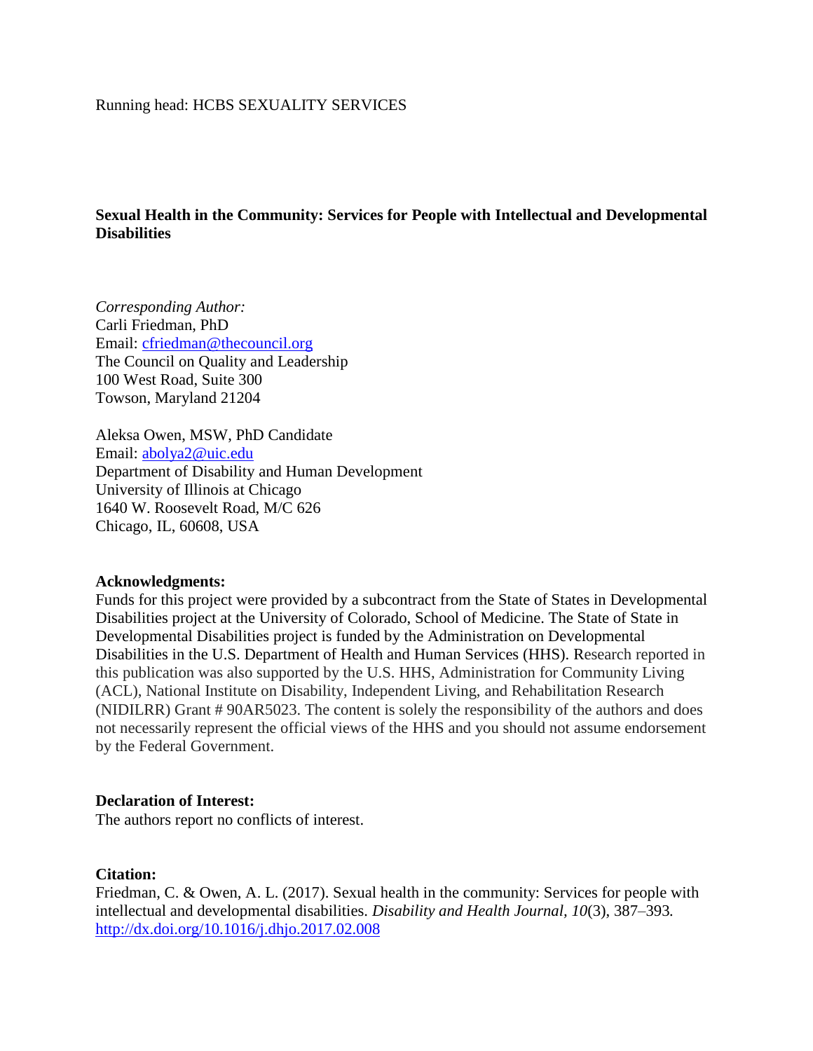**Sexual Health in the Community: Services for People with Intellectual and Developmental Disabilities**

*Corresponding Author:*
Carli Friedman, PhD
Email: [cfriedman@thecouncil.org](mailto:cfriedman@thecouncil.org)
The Council on Quality and Leadership
100 West Road, Suite 300
Towson, Maryland 21204

Aleksa Owen, MSW, PhD Candidate
Email: [abolya2@uic.edu](mailto:abolya2@uic.edu)
Department of Disability and Human Development
University of Illinois at Chicago
1640 W. Roosevelt Road, M/C 626
Chicago, IL, 60608, USA

**Acknowledgments:**
Funds for this project were provided by a subcontract from the State of States in Developmental Disabilities project at the University of Colorado, School of Medicine. The State of State in Developmental Disabilities project is funded by the Administration on Developmental Disabilities in the U.S. Department of Health and Human Services (HHS). Research reported in this publication was also supported by the U.S. HHS, Administration for Community Living (ACL), National Institute on Disability, Independent Living, and Rehabilitation Research (NIDILRR) Grant # 90AR5023. The content is solely the responsibility of the authors and does not necessarily represent the official views of the HHS and you should not assume endorsement by the Federal Government.

**Declaration of Interest:**
The authors report no conflicts of interest.

**Citation:**
Friedman, C. & Owen, A. L. (2017). Sexual health in the community: Services for people with intellectual and developmental disabilities. *Disability and Health Journal, 10*(3), 387–393. [http://dx.doi.org/10.1016/j.dhjo.2017.02.008](http://dx.doi.org/10.1016/j.dhjo.2017.02.008)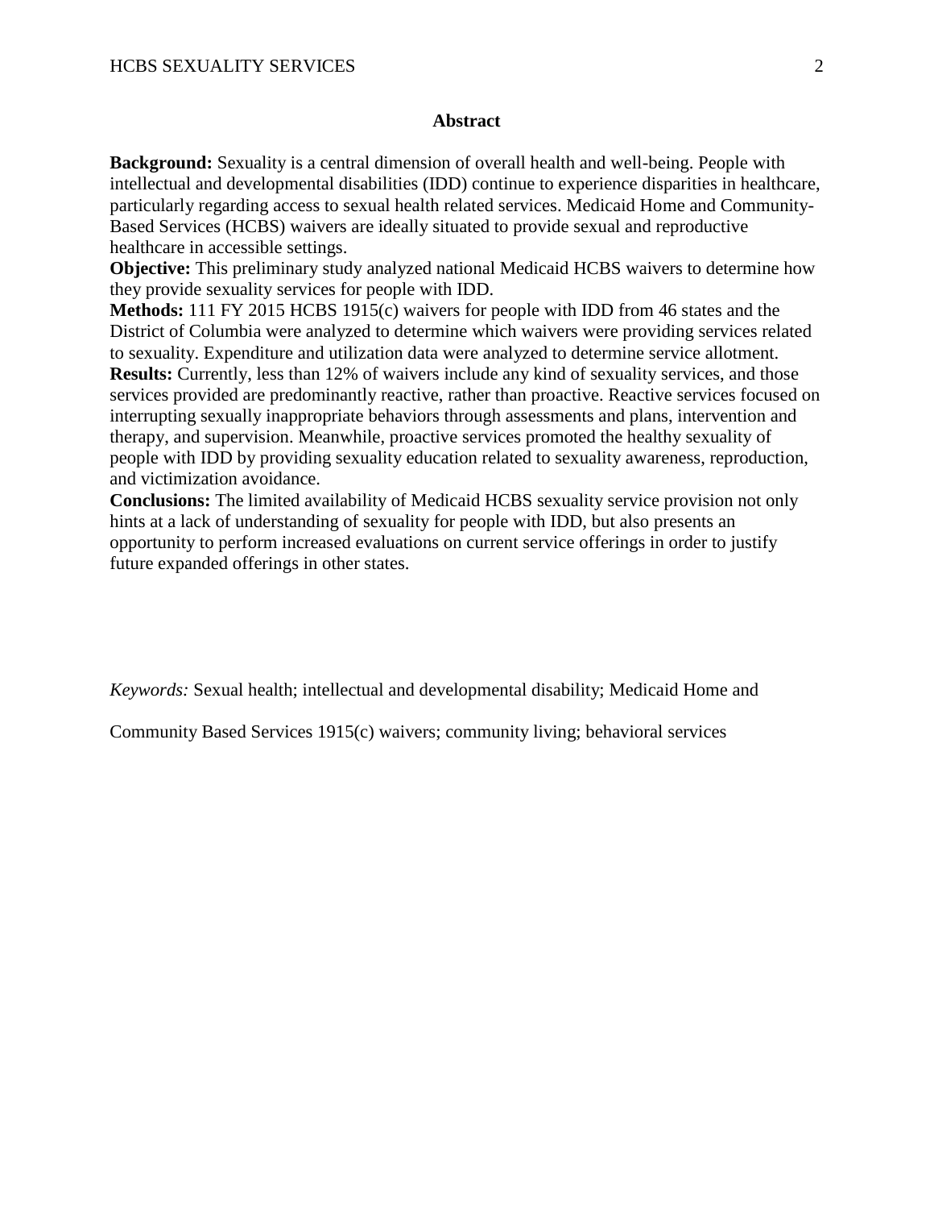## Abstract

**Background:** Sexuality is a central dimension of overall health and well-being. People with intellectual and developmental disabilities (IDD) continue to experience disparities in healthcare, particularly regarding access to sexual health related services. Medicaid Home and Community-Based Services (HCBS) waivers are ideally situated to provide sexual and reproductive healthcare in accessible settings.

**Objective:** This preliminary study analyzed national Medicaid HCBS waivers to determine how they provide sexuality services for people with IDD.

**Methods:** 111 FY 2015 HCBS 1915(c) waivers for people with IDD from 46 states and the District of Columbia were analyzed to determine which waivers were providing services related to sexuality. Expenditure and utilization data were analyzed to determine service allotment.

**Results:** Currently, less than 12% of waivers include any kind of sexuality services, and those services provided are predominantly reactive, rather than proactive. Reactive services focused on interrupting sexually inappropriate behaviors through assessments and plans, intervention and therapy, and supervision. Meanwhile, proactive services promoted the healthy sexuality of people with IDD by providing sexuality education related to sexuality awareness, reproduction, and victimization avoidance.

**Conclusions:** The limited availability of Medicaid HCBS sexuality service provision not only hints at a lack of understanding of sexuality for people with IDD, but also presents an opportunity to perform increased evaluations on current service offerings in order to justify future expanded offerings in other states.

*Keywords:* Sexual health; intellectual and developmental disability; Medicaid Home and Community Based Services 1915(c) waivers; community living; behavioral services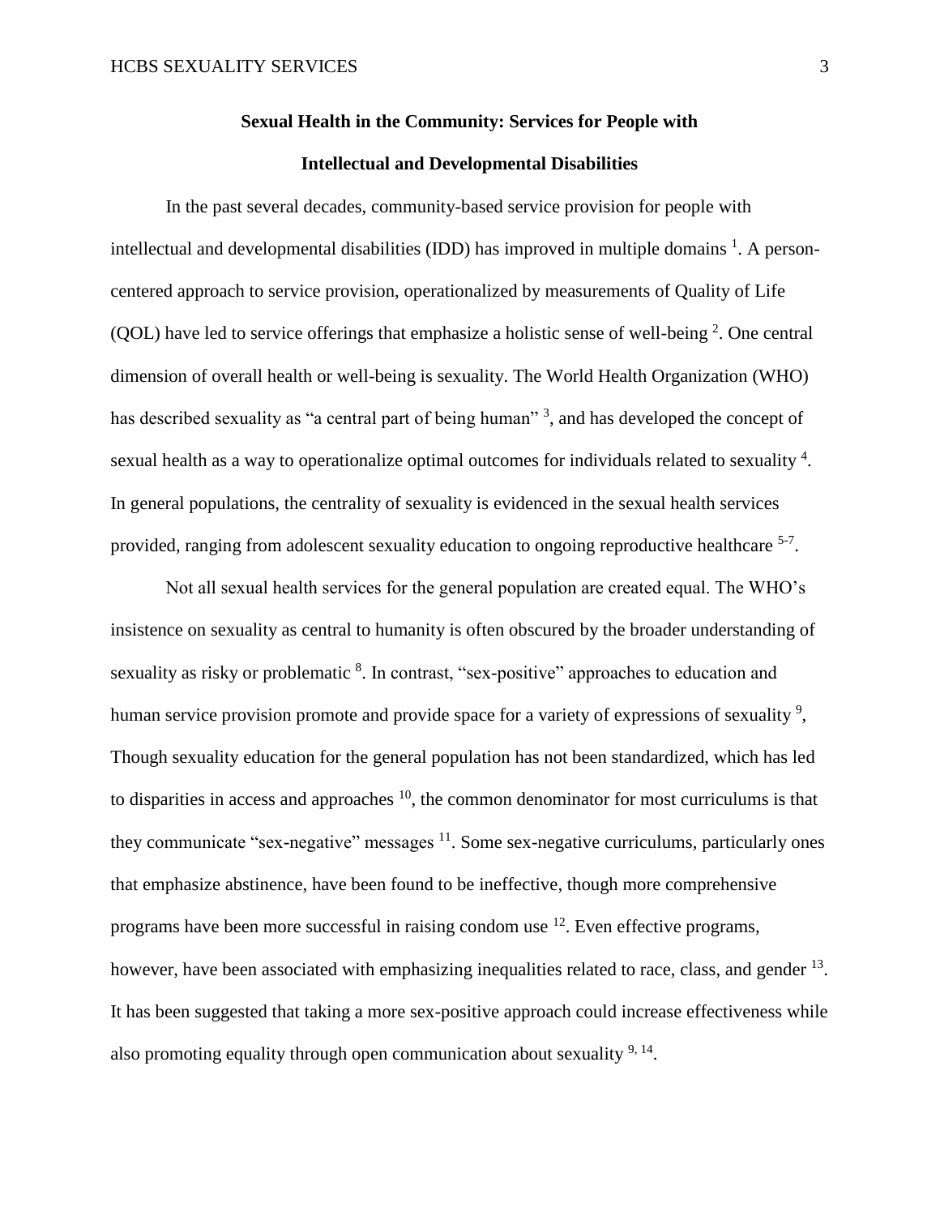## Sexual Health in the Community: Services for People with Intellectual and Developmental Disabilities

In the past several decades, community-based service provision for people with intellectual and developmental disabilities (IDD) has improved in multiple domains [1]. A person-centered approach to service provision, operationalized by measurements of Quality of Life (QOL) have led to service offerings that emphasize a holistic sense of well-being [2]. One central dimension of overall health or well-being is sexuality. The World Health Organization (WHO) has described sexuality as "a central part of being human" [3], and has developed the concept of sexual health as a way to operationalize optimal outcomes for individuals related to sexuality [4]. In general populations, the centrality of sexuality is evidenced in the sexual health services provided, ranging from adolescent sexuality education to ongoing reproductive healthcare [5-7].

Not all sexual health services for the general population are created equal. The WHO's insistence on sexuality as central to humanity is often obscured by the broader understanding of sexuality as risky or problematic [8]. In contrast, "sex-positive" approaches to education and human service provision promote and provide space for a variety of expressions of sexuality [9], Though sexuality education for the general population has not been standardized, which has led to disparities in access and approaches [10], the common denominator for most curriculums is that they communicate "sex-negative" messages [11]. Some sex-negative curriculums, particularly ones that emphasize abstinence, have been found to be ineffective, though more comprehensive programs have been more successful in raising condom use [12]. Even effective programs, however, have been associated with emphasizing inequalities related to race, class, and gender [13]. It has been suggested that taking a more sex-positive approach could increase effectiveness while also promoting equality through open communication about sexuality [9, 14].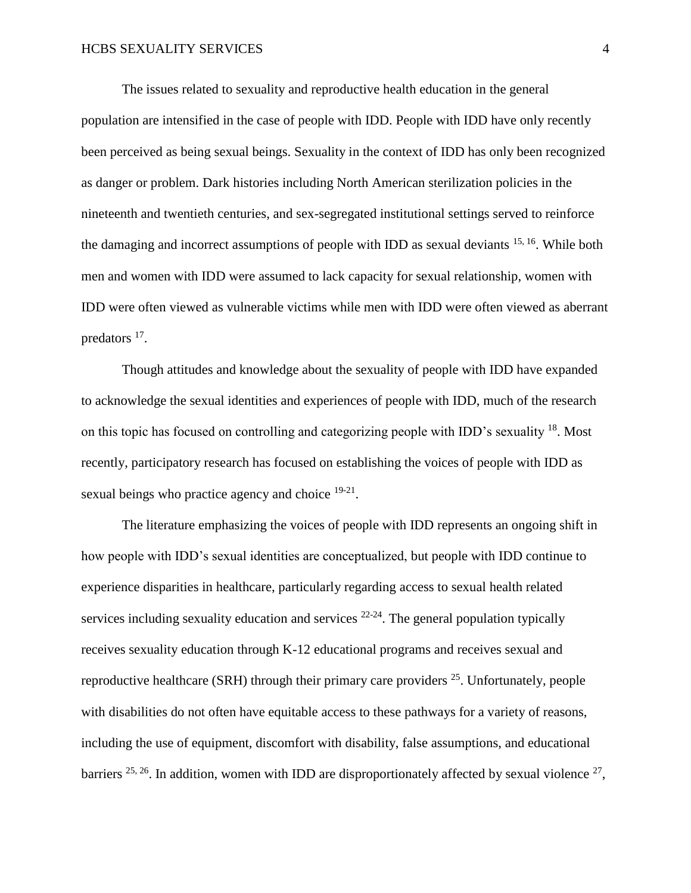The issues related to sexuality and reproductive health education in the general population are intensified in the case of people with IDD. People with IDD have only recently been perceived as being sexual beings. Sexuality in the context of IDD has only been recognized as danger or problem. Dark histories including North American sterilization policies in the nineteenth and twentieth centuries, and sex-segregated institutional settings served to reinforce the damaging and incorrect assumptions of people with IDD as sexual deviants [15, 16]. While both men and women with IDD were assumed to lack capacity for sexual relationship, women with IDD were often viewed as vulnerable victims while men with IDD were often viewed as aberrant predators [17].

Though attitudes and knowledge about the sexuality of people with IDD have expanded to acknowledge the sexual identities and experiences of people with IDD, much of the research on this topic has focused on controlling and categorizing people with IDD's sexuality [18]. Most recently, participatory research has focused on establishing the voices of people with IDD as sexual beings who practice agency and choice [19-21].

The literature emphasizing the voices of people with IDD represents an ongoing shift in how people with IDD's sexual identities are conceptualized, but people with IDD continue to experience disparities in healthcare, particularly regarding access to sexual health related services including sexuality education and services [22-24]. The general population typically receives sexuality education through K-12 educational programs and receives sexual and reproductive healthcare (SRH) through their primary care providers [25]. Unfortunately, people with disabilities do not often have equitable access to these pathways for a variety of reasons, including the use of equipment, discomfort with disability, false assumptions, and educational barriers [25, 26]. In addition, women with IDD are disproportionately affected by sexual violence [27],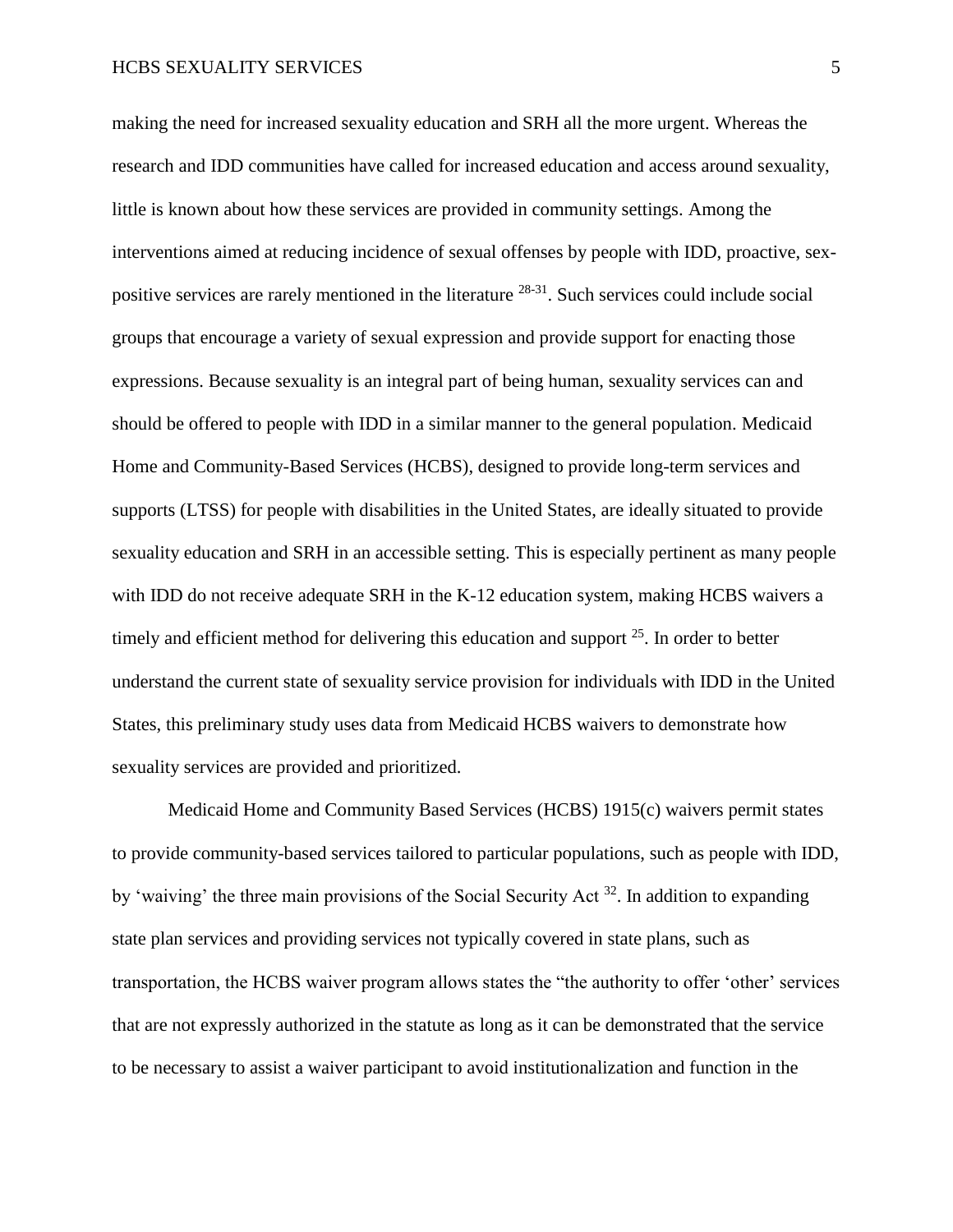making the need for increased sexuality education and SRH all the more urgent. Whereas the research and IDD communities have called for increased education and access around sexuality, little is known about how these services are provided in community settings. Among the interventions aimed at reducing incidence of sexual offenses by people with IDD, proactive, sex-positive services are rarely mentioned in the literature [28-31]. Such services could include social groups that encourage a variety of sexual expression and provide support for enacting those expressions. Because sexuality is an integral part of being human, sexuality services can and should be offered to people with IDD in a similar manner to the general population. Medicaid Home and Community-Based Services (HCBS), designed to provide long-term services and supports (LTSS) for people with disabilities in the United States, are ideally situated to provide sexuality education and SRH in an accessible setting. This is especially pertinent as many people with IDD do not receive adequate SRH in the K-12 education system, making HCBS waivers a timely and efficient method for delivering this education and support [25]. In order to better understand the current state of sexuality service provision for individuals with IDD in the United States, this preliminary study uses data from Medicaid HCBS waivers to demonstrate how sexuality services are provided and prioritized.

Medicaid Home and Community Based Services (HCBS) 1915(c) waivers permit states to provide community-based services tailored to particular populations, such as people with IDD, by 'waiving' the three main provisions of the Social Security Act [32]. In addition to expanding state plan services and providing services not typically covered in state plans, such as transportation, the HCBS waiver program allows states the "the authority to offer 'other' services that are not expressly authorized in the statute as long as it can be demonstrated that the service to be necessary to assist a waiver participant to avoid institutionalization and function in the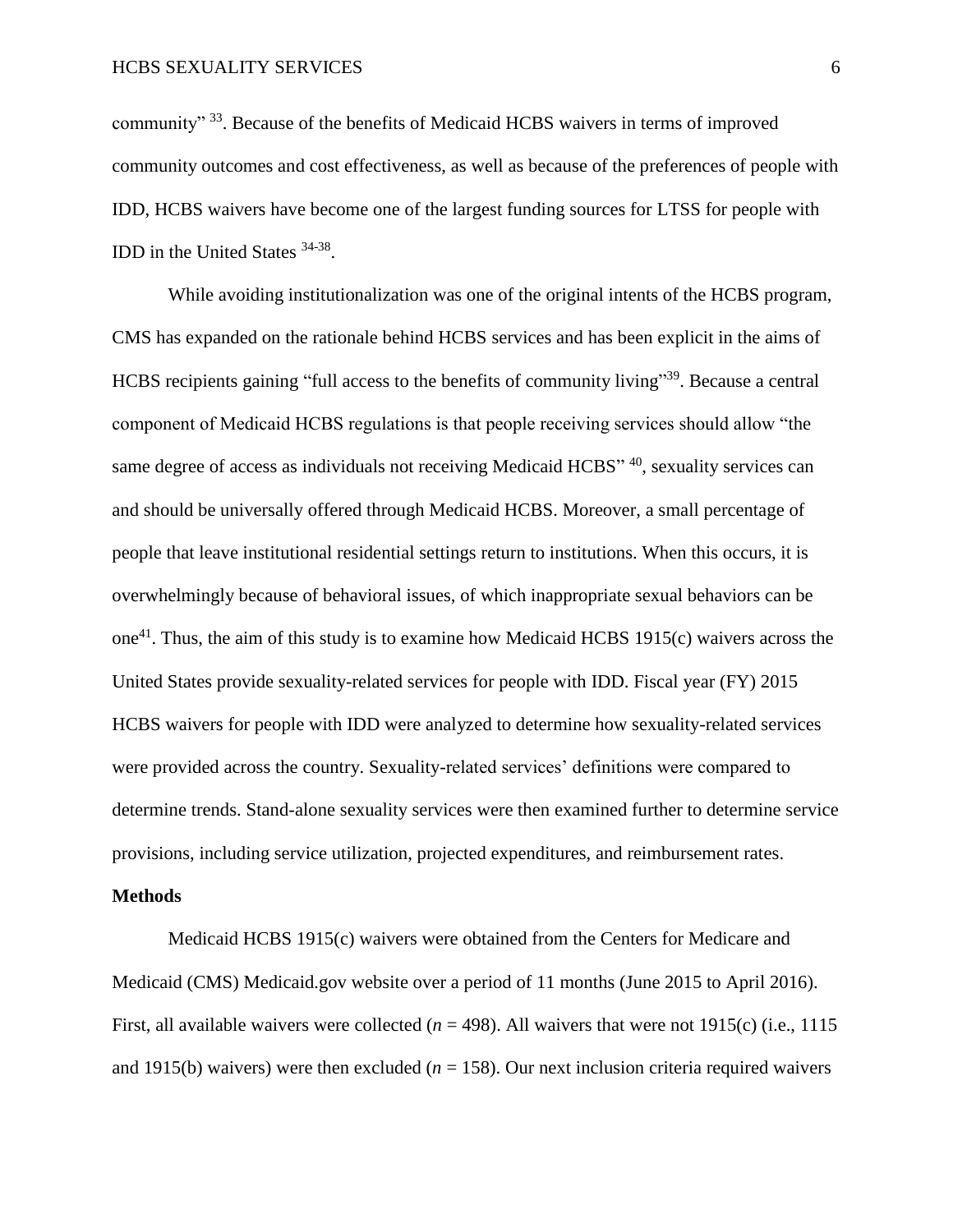community" [33]. Because of the benefits of Medicaid HCBS waivers in terms of improved community outcomes and cost effectiveness, as well as because of the preferences of people with IDD, HCBS waivers have become one of the largest funding sources for LTSS for people with IDD in the United States [34-38].

While avoiding institutionalization was one of the original intents of the HCBS program, CMS has expanded on the rationale behind HCBS services and has been explicit in the aims of HCBS recipients gaining "full access to the benefits of community living"[39]. Because a central component of Medicaid HCBS regulations is that people receiving services should allow "the same degree of access as individuals not receiving Medicaid HCBS" [40], sexuality services can and should be universally offered through Medicaid HCBS. Moreover, a small percentage of people that leave institutional residential settings return to institutions. When this occurs, it is overwhelmingly because of behavioral issues, of which inappropriate sexual behaviors can be one[41]. Thus, the aim of this study is to examine how Medicaid HCBS 1915(c) waivers across the United States provide sexuality-related services for people with IDD. Fiscal year (FY) 2015 HCBS waivers for people with IDD were analyzed to determine how sexuality-related services were provided across the country. Sexuality-related services' definitions were compared to determine trends. Stand-alone sexuality services were then examined further to determine service provisions, including service utilization, projected expenditures, and reimbursement rates.

**Methods**

Medicaid HCBS 1915(c) waivers were obtained from the Centers for Medicare and Medicaid (CMS) Medicaid.gov website over a period of 11 months (June 2015 to April 2016). First, all available waivers were collected (*n* = 498). All waivers that were not 1915(c) (i.e., 1115 and 1915(b) waivers) were then excluded (*n* = 158). Our next inclusion criteria required waivers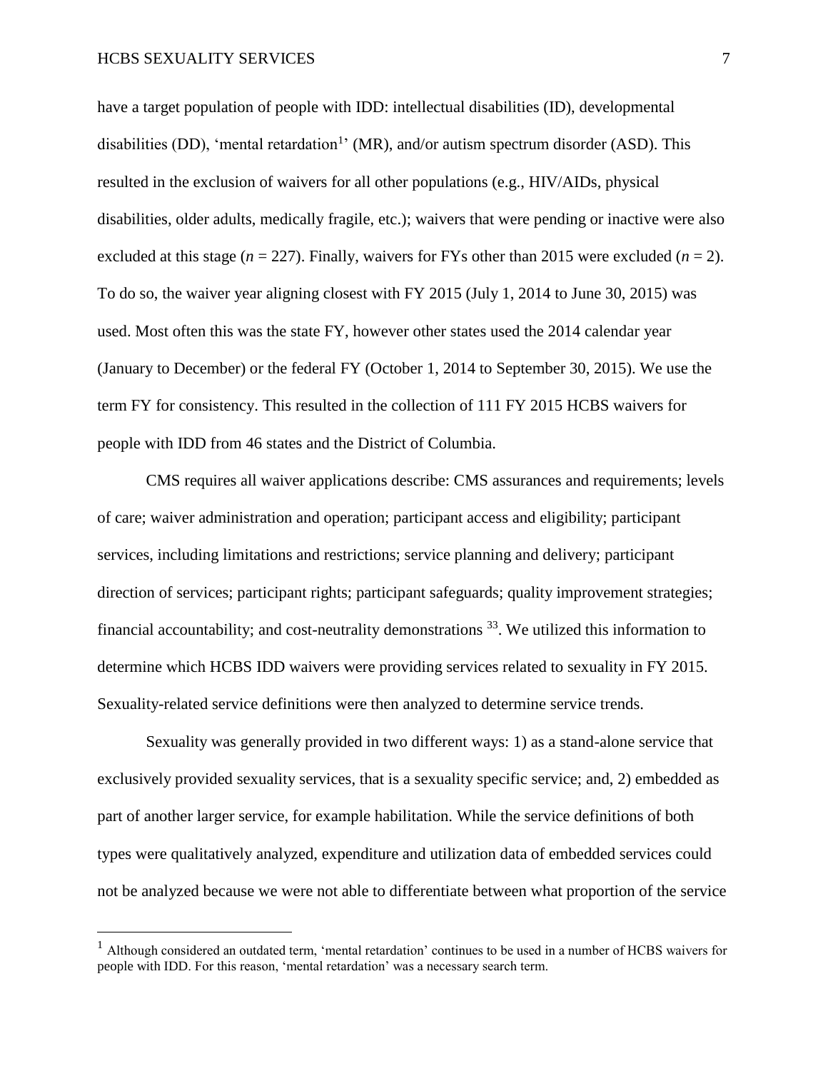have a target population of people with IDD: intellectual disabilities (ID), developmental disabilities (DD), 'mental retardation[1]' (MR), and/or autism spectrum disorder (ASD). This resulted in the exclusion of waivers for all other populations (e.g., HIV/AIDs, physical disabilities, older adults, medically fragile, etc.); waivers that were pending or inactive were also excluded at this stage ($n$ = 227). Finally, waivers for FYs other than 2015 were excluded ($n$ = 2). To do so, the waiver year aligning closest with FY 2015 (July 1, 2014 to June 30, 2015) was used. Most often this was the state FY, however other states used the 2014 calendar year (January to December) or the federal FY (October 1, 2014 to September 30, 2015). We use the term FY for consistency. This resulted in the collection of 111 FY 2015 HCBS waivers for people with IDD from 46 states and the District of Columbia.

CMS requires all waiver applications describe: CMS assurances and requirements; levels of care; waiver administration and operation; participant access and eligibility; participant services, including limitations and restrictions; service planning and delivery; participant direction of services; participant rights; participant safeguards; quality improvement strategies; financial accountability; and cost-neutrality demonstrations [33]. We utilized this information to determine which HCBS IDD waivers were providing services related to sexuality in FY 2015. Sexuality-related service definitions were then analyzed to determine service trends.

Sexuality was generally provided in two different ways: 1) as a stand-alone service that exclusively provided sexuality services, that is a sexuality specific service; and, 2) embedded as part of another larger service, for example habilitation. While the service definitions of both types were qualitatively analyzed, expenditure and utilization data of embedded services could not be analyzed because we were not able to differentiate between what proportion of the service

[1] Although considered an outdated term, 'mental retardation' continues to be used in a number of HCBS waivers for people with IDD. For this reason, 'mental retardation' was a necessary search term.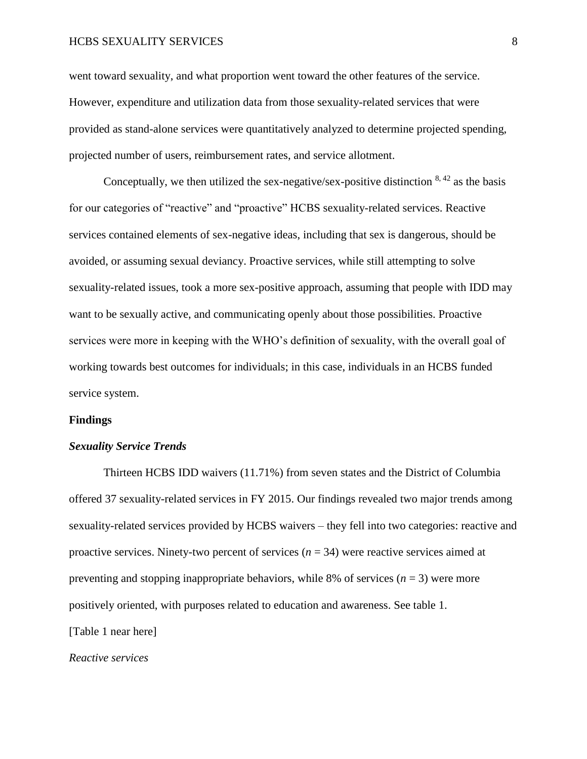went toward sexuality, and what proportion went toward the other features of the service. However, expenditure and utilization data from those sexuality-related services that were provided as stand-alone services were quantitatively analyzed to determine projected spending, projected number of users, reimbursement rates, and service allotment.

Conceptually, we then utilized the sex-negative/sex-positive distinction [8, 42] as the basis for our categories of "reactive" and "proactive" HCBS sexuality-related services. Reactive services contained elements of sex-negative ideas, including that sex is dangerous, should be avoided, or assuming sexual deviancy. Proactive services, while still attempting to solve sexuality-related issues, took a more sex-positive approach, assuming that people with IDD may want to be sexually active, and communicating openly about those possibilities. Proactive services were more in keeping with the WHO's definition of sexuality, with the overall goal of working towards best outcomes for individuals; in this case, individuals in an HCBS funded service system.

## Findings

### *Sexuality Service Trends*

Thirteen HCBS IDD waivers (11.71%) from seven states and the District of Columbia offered 37 sexuality-related services in FY 2015. Our findings revealed two major trends among sexuality-related services provided by HCBS waivers – they fell into two categories: reactive and proactive services. Ninety-two percent of services ($n = 34$) were reactive services aimed at preventing and stopping inappropriate behaviors, while 8% of services ($n = 3$) were more positively oriented, with purposes related to education and awareness. See table 1.

[Table 1 near here]

*Reactive services*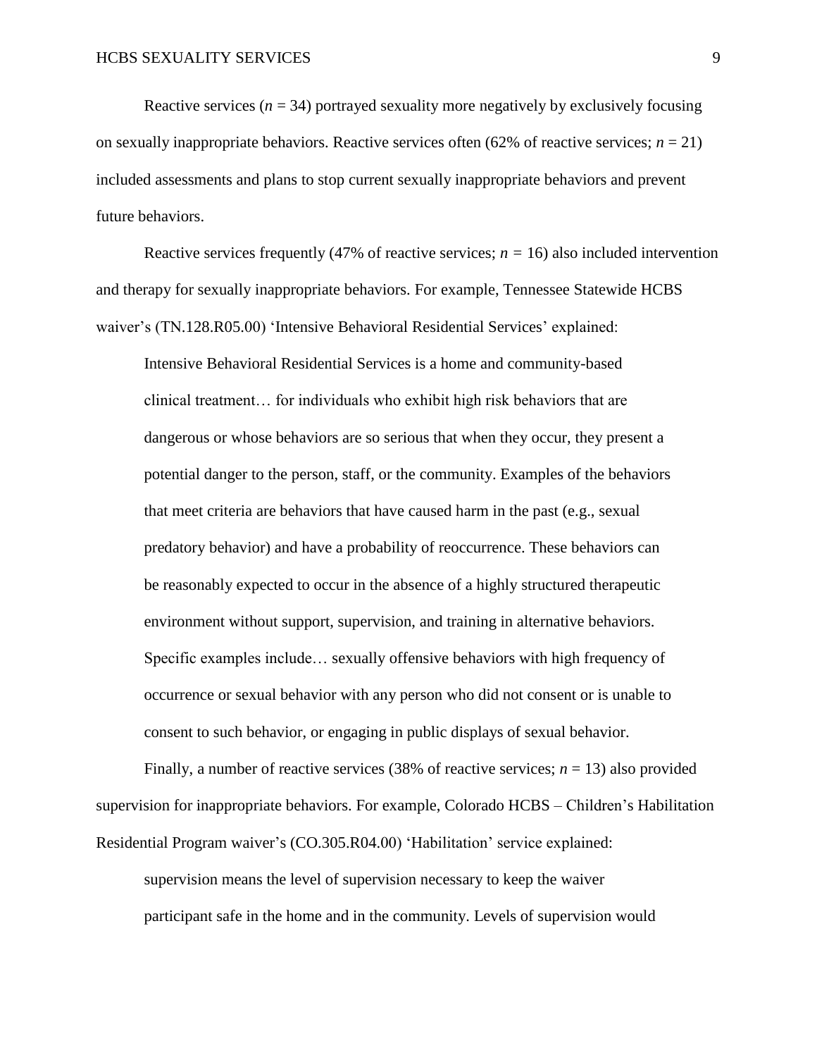Reactive services ($n$ = 34) portrayed sexuality more negatively by exclusively focusing on sexually inappropriate behaviors. Reactive services often (62% of reactive services; $n$ = 21) included assessments and plans to stop current sexually inappropriate behaviors and prevent future behaviors.

Reactive services frequently (47% of reactive services; $n$ = 16) also included intervention and therapy for sexually inappropriate behaviors. For example, Tennessee Statewide HCBS waiver's (TN.128.R05.00) 'Intensive Behavioral Residential Services' explained:

> Intensive Behavioral Residential Services is a home and community-based clinical treatment… for individuals who exhibit high risk behaviors that are dangerous or whose behaviors are so serious that when they occur, they present a potential danger to the person, staff, or the community. Examples of the behaviors that meet criteria are behaviors that have caused harm in the past (e.g., sexual predatory behavior) and have a probability of reoccurrence. These behaviors can be reasonably expected to occur in the absence of a highly structured therapeutic environment without support, supervision, and training in alternative behaviors. Specific examples include… sexually offensive behaviors with high frequency of occurrence or sexual behavior with any person who did not consent or is unable to consent to such behavior, or engaging in public displays of sexual behavior.

Finally, a number of reactive services (38% of reactive services; $n$ = 13) also provided supervision for inappropriate behaviors. For example, Colorado HCBS – Children's Habilitation Residential Program waiver's (CO.305.R04.00) 'Habilitation' service explained:

> supervision means the level of supervision necessary to keep the waiver participant safe in the home and in the community. Levels of supervision would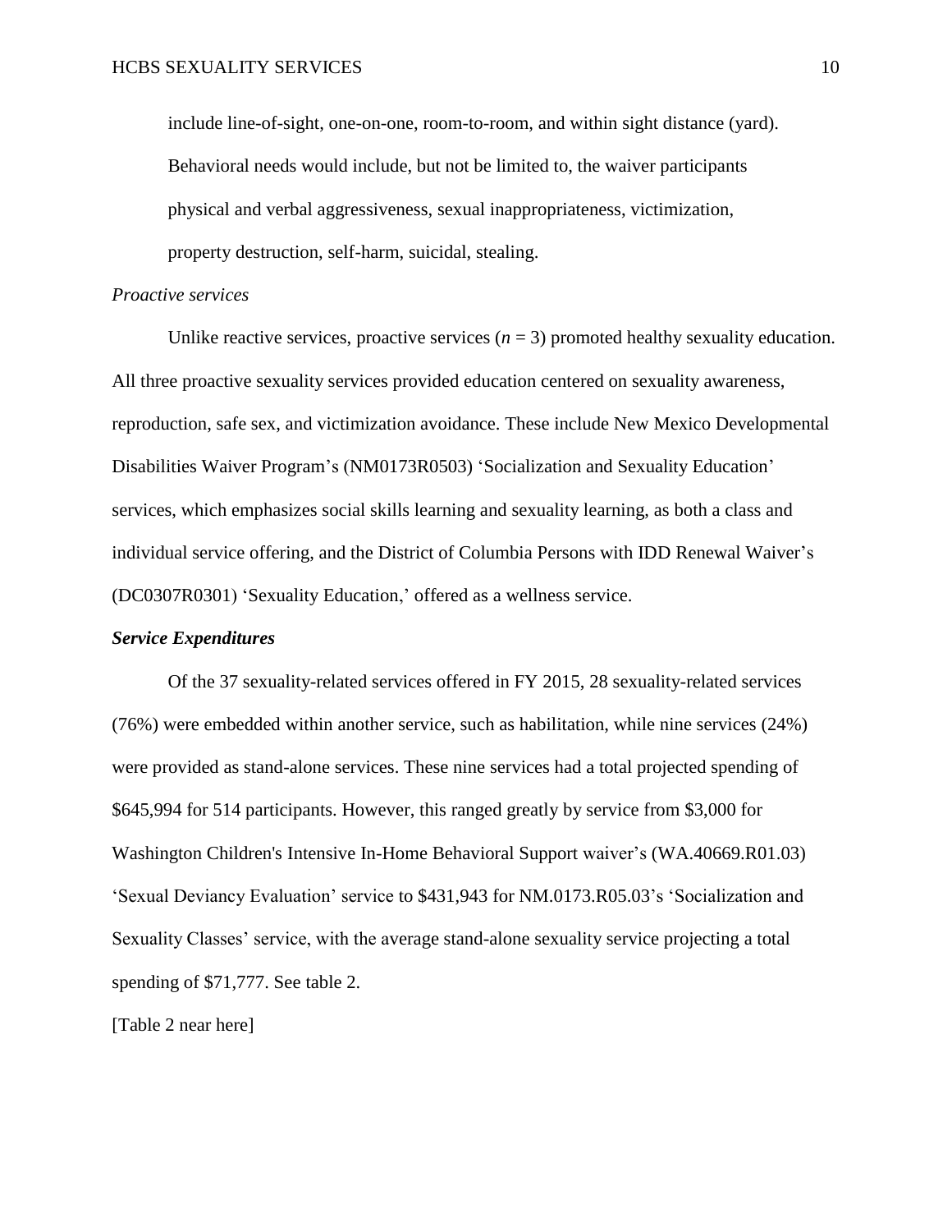include line-of-sight, one-on-one, room-to-room, and within sight distance (yard). Behavioral needs would include, but not be limited to, the waiver participants physical and verbal aggressiveness, sexual inappropriateness, victimization, property destruction, self-harm, suicidal, stealing.

*Proactive services*

Unlike reactive services, proactive services ($n = 3$) promoted healthy sexuality education. All three proactive sexuality services provided education centered on sexuality awareness, reproduction, safe sex, and victimization avoidance. These include New Mexico Developmental Disabilities Waiver Program's (NM0173R0503) 'Socialization and Sexuality Education' services, which emphasizes social skills learning and sexuality learning, as both a class and individual service offering, and the District of Columbia Persons with IDD Renewal Waiver's (DC0307R0301) 'Sexuality Education,' offered as a wellness service.

***Service Expenditures***

Of the 37 sexuality-related services offered in FY 2015, 28 sexuality-related services (76%) were embedded within another service, such as habilitation, while nine services (24%) were provided as stand-alone services. These nine services had a total projected spending of $645,994 for 514 participants. However, this ranged greatly by service from $3,000 for Washington Children's Intensive In-Home Behavioral Support waiver's (WA.40669.R01.03) 'Sexual Deviancy Evaluation' service to $431,943 for NM.0173.R05.03's 'Socialization and Sexuality Classes' service, with the average stand-alone sexuality service projecting a total spending of $71,777. See table 2.

[Table 2 near here]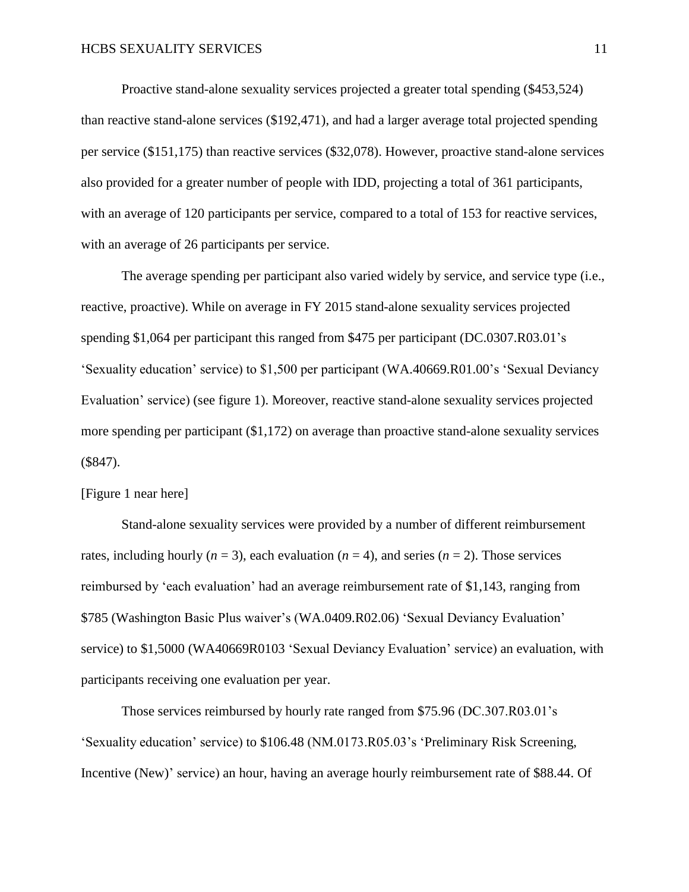Proactive stand-alone sexuality services projected a greater total spending ($453,524) than reactive stand-alone services ($192,471), and had a larger average total projected spending per service ($151,175) than reactive services ($32,078). However, proactive stand-alone services also provided for a greater number of people with IDD, projecting a total of 361 participants, with an average of 120 participants per service, compared to a total of 153 for reactive services, with an average of 26 participants per service.

The average spending per participant also varied widely by service, and service type (i.e., reactive, proactive). While on average in FY 2015 stand-alone sexuality services projected spending $1,064 per participant this ranged from $475 per participant (DC.0307.R03.01's 'Sexuality education' service) to $1,500 per participant (WA.40669.R01.00's 'Sexual Deviancy Evaluation' service) (see figure 1). Moreover, reactive stand-alone sexuality services projected more spending per participant ($1,172) on average than proactive stand-alone sexuality services ($847).

[Figure 1 near here]

Stand-alone sexuality services were provided by a number of different reimbursement rates, including hourly ($n$ = 3), each evaluation ($n$ = 4), and series ($n$ = 2). Those services reimbursed by 'each evaluation' had an average reimbursement rate of $1,143, ranging from $785 (Washington Basic Plus waiver's (WA.0409.R02.06) 'Sexual Deviancy Evaluation' service) to $1,5000 (WA40669R0103 'Sexual Deviancy Evaluation' service) an evaluation, with participants receiving one evaluation per year.

Those services reimbursed by hourly rate ranged from $75.96 (DC.307.R03.01's 'Sexuality education' service) to $106.48 (NM.0173.R05.03's 'Preliminary Risk Screening, Incentive (New)' service) an hour, having an average hourly reimbursement rate of $88.44. Of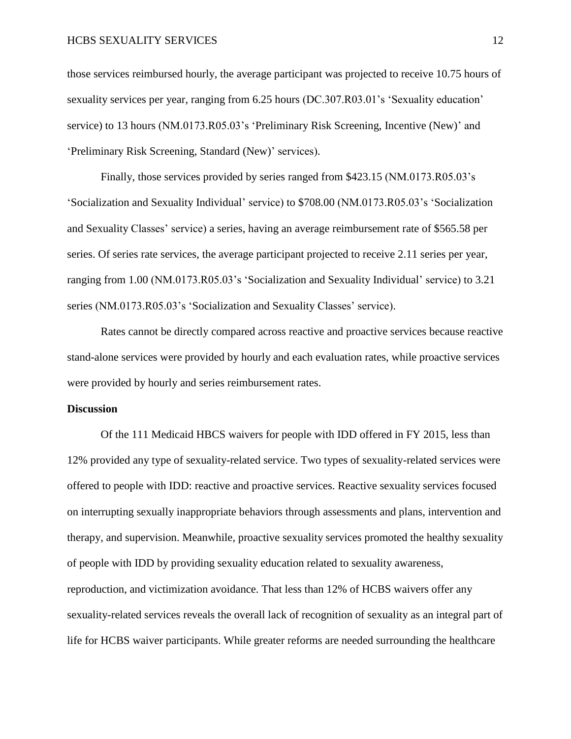those services reimbursed hourly, the average participant was projected to receive 10.75 hours of sexuality services per year, ranging from 6.25 hours (DC.307.R03.01's 'Sexuality education' service) to 13 hours (NM.0173.R05.03's 'Preliminary Risk Screening, Incentive (New)' and 'Preliminary Risk Screening, Standard (New)' services).

Finally, those services provided by series ranged from $423.15 (NM.0173.R05.03's 'Socialization and Sexuality Individual' service) to $708.00 (NM.0173.R05.03's 'Socialization and Sexuality Classes' service) a series, having an average reimbursement rate of $565.58 per series. Of series rate services, the average participant projected to receive 2.11 series per year, ranging from 1.00 (NM.0173.R05.03's 'Socialization and Sexuality Individual' service) to 3.21 series (NM.0173.R05.03's 'Socialization and Sexuality Classes' service).

Rates cannot be directly compared across reactive and proactive services because reactive stand-alone services were provided by hourly and each evaluation rates, while proactive services were provided by hourly and series reimbursement rates.

**Discussion**

Of the 111 Medicaid HBCS waivers for people with IDD offered in FY 2015, less than 12% provided any type of sexuality-related service. Two types of sexuality-related services were offered to people with IDD: reactive and proactive services. Reactive sexuality services focused on interrupting sexually inappropriate behaviors through assessments and plans, intervention and therapy, and supervision. Meanwhile, proactive sexuality services promoted the healthy sexuality of people with IDD by providing sexuality education related to sexuality awareness, reproduction, and victimization avoidance. That less than 12% of HCBS waivers offer any sexuality-related services reveals the overall lack of recognition of sexuality as an integral part of life for HCBS waiver participants. While greater reforms are needed surrounding the healthcare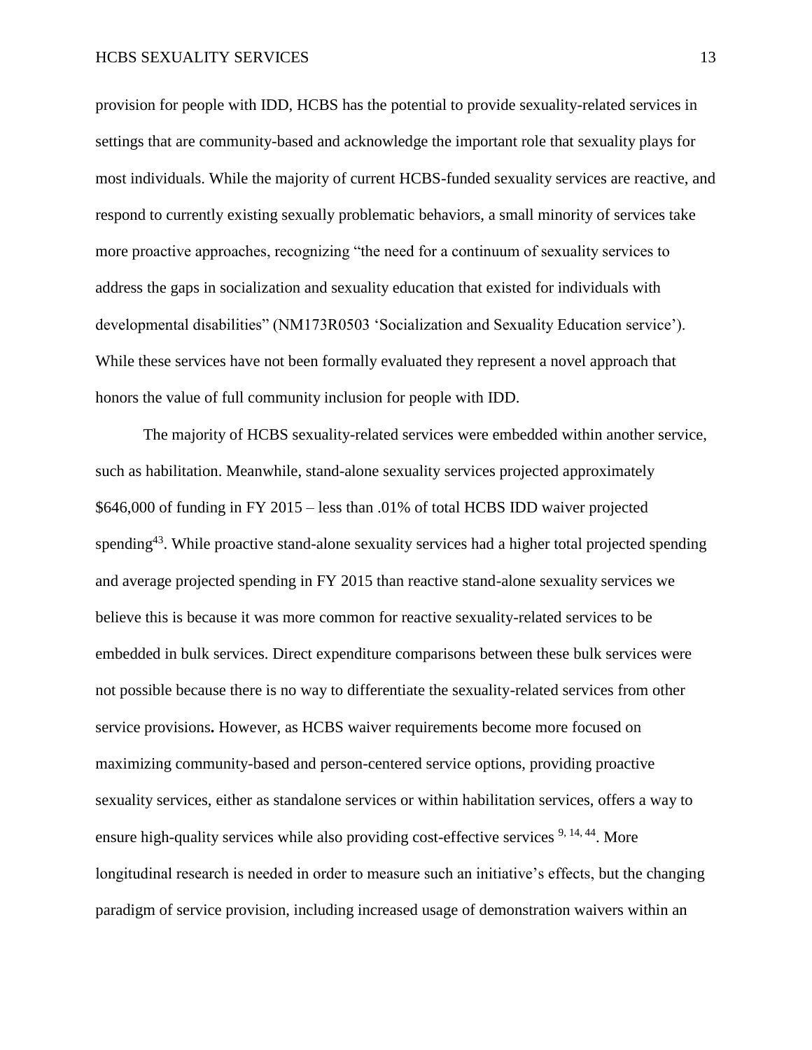provision for people with IDD, HCBS has the potential to provide sexuality-related services in settings that are community-based and acknowledge the important role that sexuality plays for most individuals. While the majority of current HCBS-funded sexuality services are reactive, and respond to currently existing sexually problematic behaviors, a small minority of services take more proactive approaches, recognizing "the need for a continuum of sexuality services to address the gaps in socialization and sexuality education that existed for individuals with developmental disabilities" (NM173R0503 'Socialization and Sexuality Education service'). While these services have not been formally evaluated they represent a novel approach that honors the value of full community inclusion for people with IDD.

The majority of HCBS sexuality-related services were embedded within another service, such as habilitation. Meanwhile, stand-alone sexuality services projected approximately $646,000 of funding in FY 2015 – less than .01% of total HCBS IDD waiver projected spending[43]. While proactive stand-alone sexuality services had a higher total projected spending and average projected spending in FY 2015 than reactive stand-alone sexuality services we believe this is because it was more common for reactive sexuality-related services to be embedded in bulk services. Direct expenditure comparisons between these bulk services were not possible because there is no way to differentiate the sexuality-related services from other service provisions**.** However, as HCBS waiver requirements become more focused on maximizing community-based and person-centered service options, providing proactive sexuality services, either as standalone services or within habilitation services, offers a way to ensure high-quality services while also providing cost-effective services [9, 14, 44]. More longitudinal research is needed in order to measure such an initiative's effects, but the changing paradigm of service provision, including increased usage of demonstration waivers within an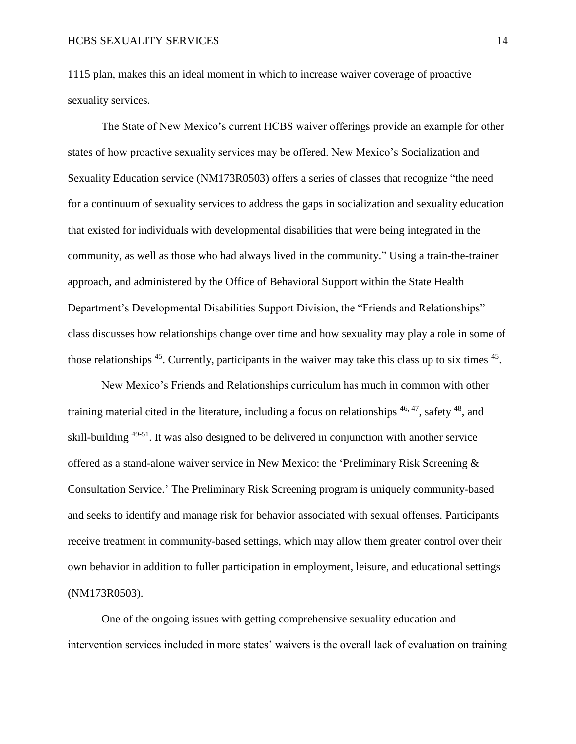1115 plan, makes this an ideal moment in which to increase waiver coverage of proactive sexuality services.

The State of New Mexico's current HCBS waiver offerings provide an example for other states of how proactive sexuality services may be offered. New Mexico's Socialization and Sexuality Education service (NM173R0503) offers a series of classes that recognize "the need for a continuum of sexuality services to address the gaps in socialization and sexuality education that existed for individuals with developmental disabilities that were being integrated in the community, as well as those who had always lived in the community." Using a train-the-trainer approach, and administered by the Office of Behavioral Support within the State Health Department's Developmental Disabilities Support Division, the "Friends and Relationships" class discusses how relationships change over time and how sexuality may play a role in some of those relationships [45]. Currently, participants in the waiver may take this class up to six times [45].

New Mexico's Friends and Relationships curriculum has much in common with other training material cited in the literature, including a focus on relationships [46, 47], safety [48], and skill-building [49-51]. It was also designed to be delivered in conjunction with another service offered as a stand-alone waiver service in New Mexico: the 'Preliminary Risk Screening & Consultation Service.' The Preliminary Risk Screening program is uniquely community-based and seeks to identify and manage risk for behavior associated with sexual offenses. Participants receive treatment in community-based settings, which may allow them greater control over their own behavior in addition to fuller participation in employment, leisure, and educational settings (NM173R0503).

One of the ongoing issues with getting comprehensive sexuality education and intervention services included in more states' waivers is the overall lack of evaluation on training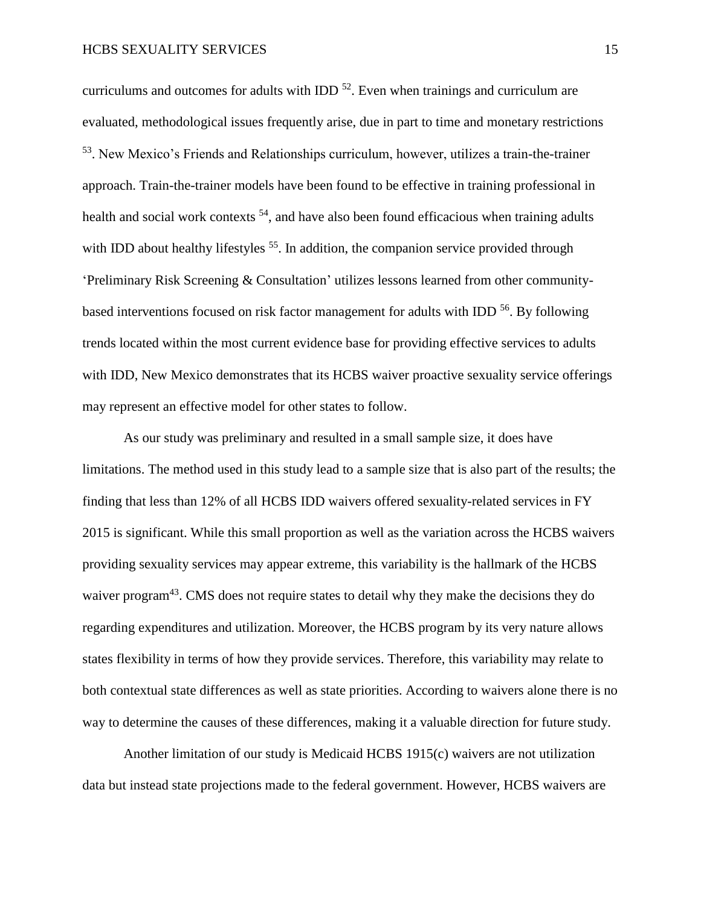curriculums and outcomes for adults with IDD [52]. Even when trainings and curriculum are evaluated, methodological issues frequently arise, due in part to time and monetary restrictions [53]. New Mexico's Friends and Relationships curriculum, however, utilizes a train-the-trainer approach. Train-the-trainer models have been found to be effective in training professional in health and social work contexts [54], and have also been found efficacious when training adults with IDD about healthy lifestyles [55]. In addition, the companion service provided through 'Preliminary Risk Screening & Consultation' utilizes lessons learned from other community-based interventions focused on risk factor management for adults with IDD [56]. By following trends located within the most current evidence base for providing effective services to adults with IDD, New Mexico demonstrates that its HCBS waiver proactive sexuality service offerings may represent an effective model for other states to follow.

As our study was preliminary and resulted in a small sample size, it does have limitations. The method used in this study lead to a sample size that is also part of the results; the finding that less than 12% of all HCBS IDD waivers offered sexuality-related services in FY 2015 is significant. While this small proportion as well as the variation across the HCBS waivers providing sexuality services may appear extreme, this variability is the hallmark of the HCBS waiver program[43]. CMS does not require states to detail why they make the decisions they do regarding expenditures and utilization. Moreover, the HCBS program by its very nature allows states flexibility in terms of how they provide services. Therefore, this variability may relate to both contextual state differences as well as state priorities. According to waivers alone there is no way to determine the causes of these differences, making it a valuable direction for future study.

Another limitation of our study is Medicaid HCBS 1915(c) waivers are not utilization data but instead state projections made to the federal government. However, HCBS waivers are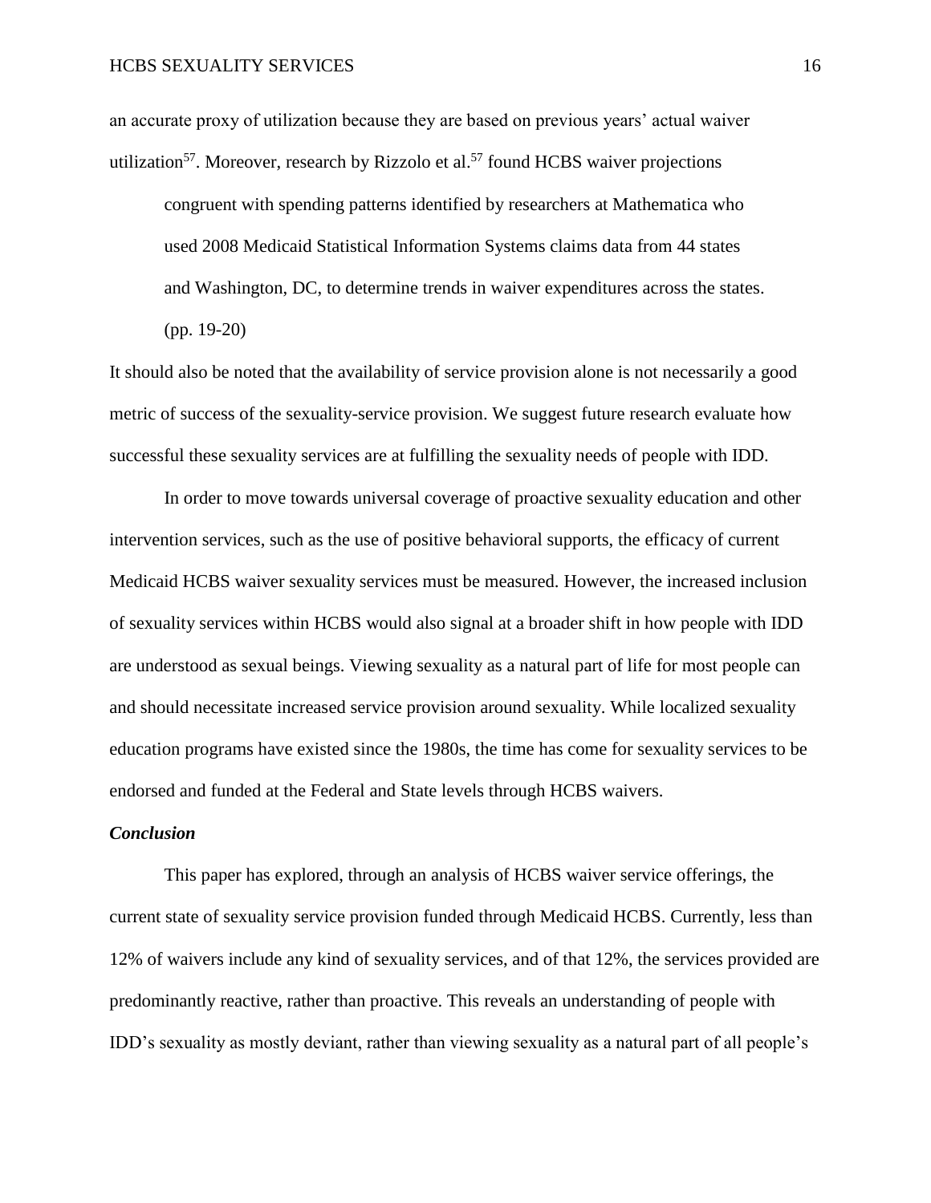an accurate proxy of utilization because they are based on previous years' actual waiver utilization[57]. Moreover, research by Rizzolo et al.[57] found HCBS waiver projections

> congruent with spending patterns identified by researchers at Mathematica who used 2008 Medicaid Statistical Information Systems claims data from 44 states and Washington, DC, to determine trends in waiver expenditures across the states. (pp. 19-20)

It should also be noted that the availability of service provision alone is not necessarily a good metric of success of the sexuality-service provision. We suggest future research evaluate how successful these sexuality services are at fulfilling the sexuality needs of people with IDD.

In order to move towards universal coverage of proactive sexuality education and other intervention services, such as the use of positive behavioral supports, the efficacy of current Medicaid HCBS waiver sexuality services must be measured. However, the increased inclusion of sexuality services within HCBS would also signal at a broader shift in how people with IDD are understood as sexual beings. Viewing sexuality as a natural part of life for most people can and should necessitate increased service provision around sexuality. While localized sexuality education programs have existed since the 1980s, the time has come for sexuality services to be endorsed and funded at the Federal and State levels through HCBS waivers.

### *Conclusion*

This paper has explored, through an analysis of HCBS waiver service offerings, the current state of sexuality service provision funded through Medicaid HCBS. Currently, less than 12% of waivers include any kind of sexuality services, and of that 12%, the services provided are predominantly reactive, rather than proactive. This reveals an understanding of people with IDD's sexuality as mostly deviant, rather than viewing sexuality as a natural part of all people's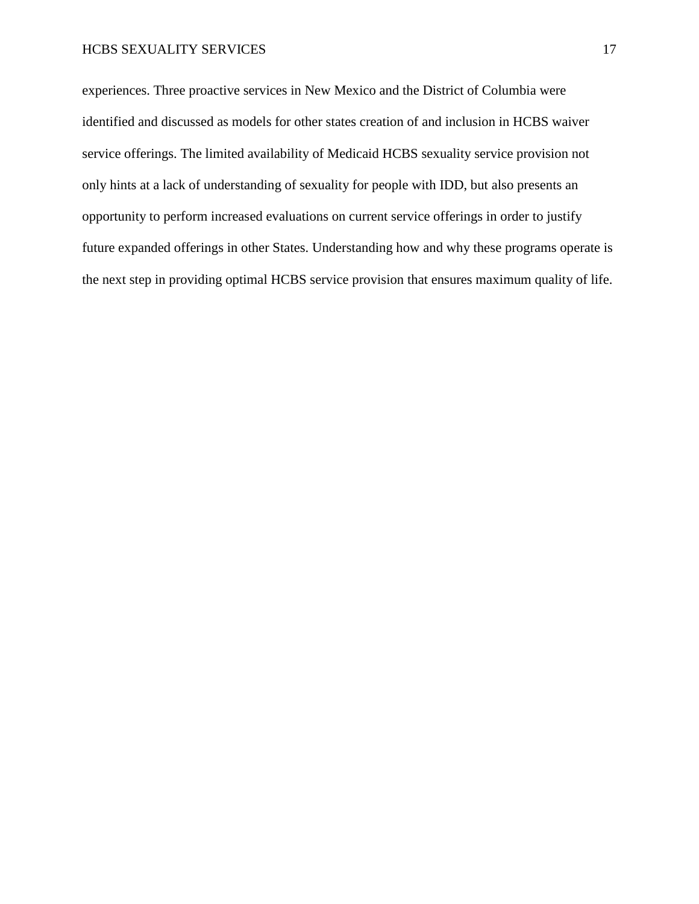experiences. Three proactive services in New Mexico and the District of Columbia were identified and discussed as models for other states creation of and inclusion in HCBS waiver service offerings. The limited availability of Medicaid HCBS sexuality service provision not only hints at a lack of understanding of sexuality for people with IDD, but also presents an opportunity to perform increased evaluations on current service offerings in order to justify future expanded offerings in other States. Understanding how and why these programs operate is the next step in providing optimal HCBS service provision that ensures maximum quality of life.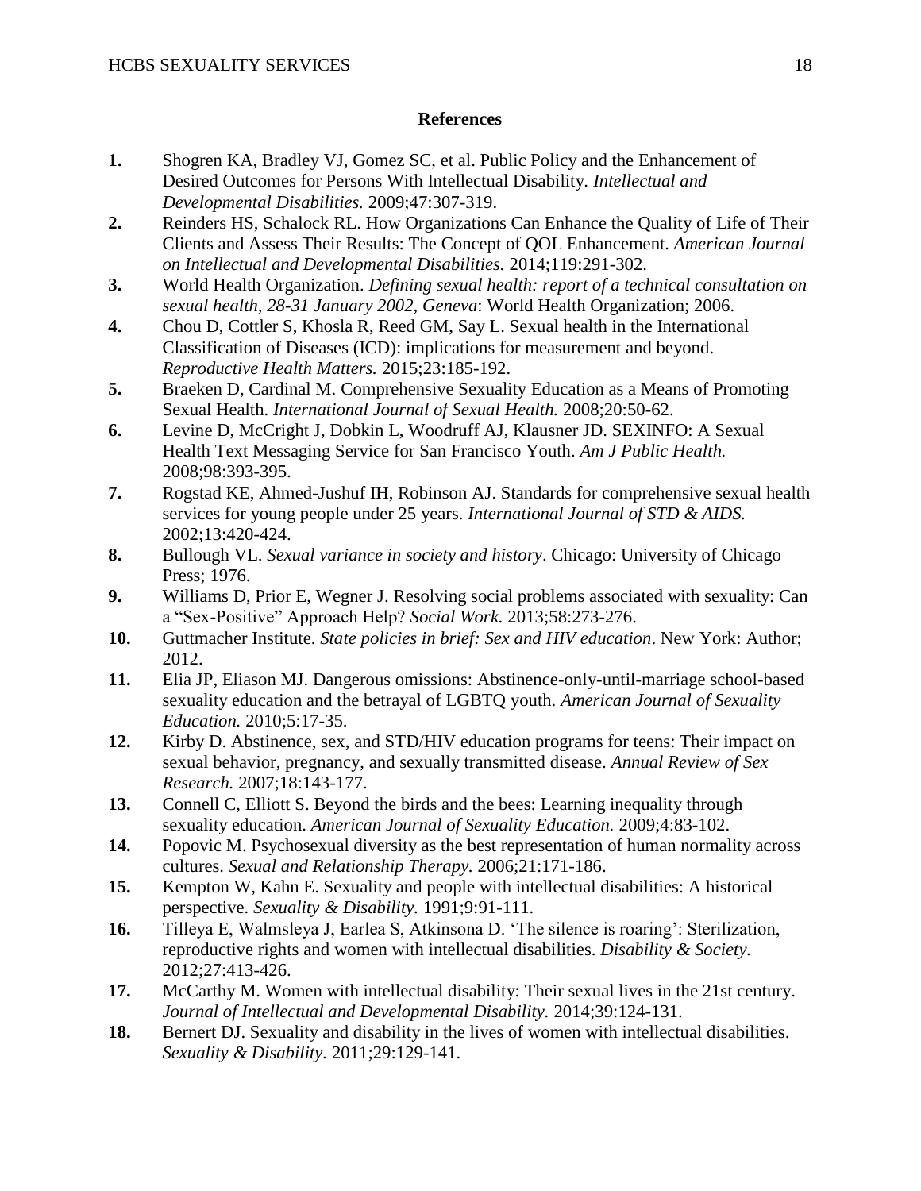## References

1. Shogren KA, Bradley VJ, Gomez SC, et al. Public Policy and the Enhancement of Desired Outcomes for Persons With Intellectual Disability. *Intellectual and Developmental Disabilities.* 2009;47:307-319.
2. Reinders HS, Schalock RL. How Organizations Can Enhance the Quality of Life of Their Clients and Assess Their Results: The Concept of QOL Enhancement. *American Journal on Intellectual and Developmental Disabilities.* 2014;119:291-302.
3. World Health Organization. *Defining sexual health: report of a technical consultation on sexual health, 28-31 January 2002, Geneva*: World Health Organization; 2006.
4. Chou D, Cottler S, Khosla R, Reed GM, Say L. Sexual health in the International Classification of Diseases (ICD): implications for measurement and beyond. *Reproductive Health Matters.* 2015;23:185-192.
5. Braeken D, Cardinal M. Comprehensive Sexuality Education as a Means of Promoting Sexual Health. *International Journal of Sexual Health.* 2008;20:50-62.
6. Levine D, McCright J, Dobkin L, Woodruff AJ, Klausner JD. SEXINFO: A Sexual Health Text Messaging Service for San Francisco Youth. *Am J Public Health.* 2008;98:393-395.
7. Rogstad KE, Ahmed-Jushuf IH, Robinson AJ. Standards for comprehensive sexual health services for young people under 25 years. *International Journal of STD & AIDS.* 2002;13:420-424.
8. Bullough VL. *Sexual variance in society and history*. Chicago: University of Chicago Press; 1976.
9. Williams D, Prior E, Wegner J. Resolving social problems associated with sexuality: Can a "Sex-Positive" Approach Help? *Social Work.* 2013;58:273-276.
10. Guttmacher Institute. *State policies in brief: Sex and HIV education*. New York: Author; 2012.
11. Elia JP, Eliason MJ. Dangerous omissions: Abstinence-only-until-marriage school-based sexuality education and the betrayal of LGBTQ youth. *American Journal of Sexuality Education.* 2010;5:17-35.
12. Kirby D. Abstinence, sex, and STD/HIV education programs for teens: Their impact on sexual behavior, pregnancy, and sexually transmitted disease. *Annual Review of Sex Research.* 2007;18:143-177.
13. Connell C, Elliott S. Beyond the birds and the bees: Learning inequality through sexuality education. *American Journal of Sexuality Education.* 2009;4:83-102.
14. Popovic M. Psychosexual diversity as the best representation of human normality across cultures. *Sexual and Relationship Therapy.* 2006;21:171-186.
15. Kempton W, Kahn E. Sexuality and people with intellectual disabilities: A historical perspective. *Sexuality & Disability.* 1991;9:91-111.
16. Tilleya E, Walmsleya J, Earlea S, Atkinsona D. 'The silence is roaring': Sterilization, reproductive rights and women with intellectual disabilities. *Disability & Society.* 2012;27:413-426.
17. McCarthy M. Women with intellectual disability: Their sexual lives in the 21st century. *Journal of Intellectual and Developmental Disability.* 2014;39:124-131.
18. Bernert DJ. Sexuality and disability in the lives of women with intellectual disabilities. *Sexuality & Disability.* 2011;29:129-141.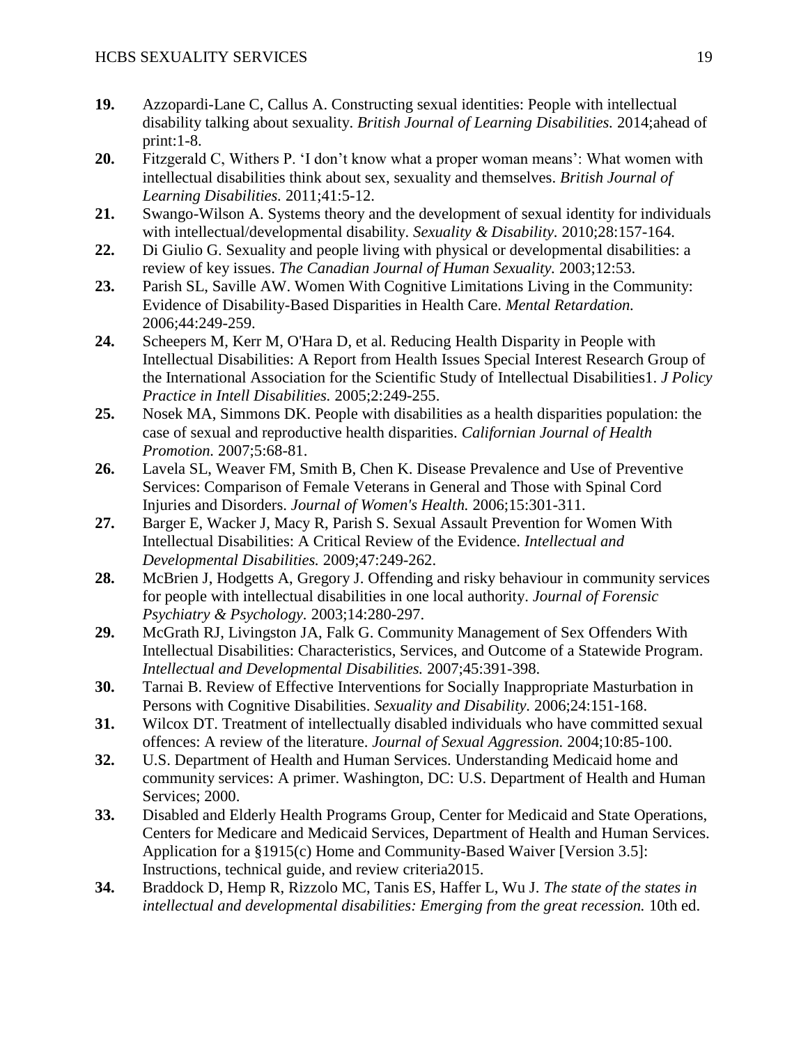**19.** Azzopardi-Lane C, Callus A. Constructing sexual identities: People with intellectual disability talking about sexuality. *British Journal of Learning Disabilities.* 2014;ahead of print:1-8.

**20.** Fitzgerald C, Withers P. 'I don't know what a proper woman means': What women with intellectual disabilities think about sex, sexuality and themselves. *British Journal of Learning Disabilities.* 2011;41:5-12.

**21.** Swango-Wilson A. Systems theory and the development of sexual identity for individuals with intellectual/developmental disability. *Sexuality & Disability.* 2010;28:157-164.

**22.** Di Giulio G. Sexuality and people living with physical or developmental disabilities: a review of key issues. *The Canadian Journal of Human Sexuality.* 2003;12:53.

**23.** Parish SL, Saville AW. Women With Cognitive Limitations Living in the Community: Evidence of Disability-Based Disparities in Health Care. *Mental Retardation.* 2006;44:249-259.

**24.** Scheepers M, Kerr M, O'Hara D, et al. Reducing Health Disparity in People with Intellectual Disabilities: A Report from Health Issues Special Interest Research Group of the International Association for the Scientific Study of Intellectual Disabilities1. *J Policy Practice in Intell Disabilities.* 2005;2:249-255.

**25.** Nosek MA, Simmons DK. People with disabilities as a health disparities population: the case of sexual and reproductive health disparities. *Californian Journal of Health Promotion.* 2007;5:68-81.

**26.** Lavela SL, Weaver FM, Smith B, Chen K. Disease Prevalence and Use of Preventive Services: Comparison of Female Veterans in General and Those with Spinal Cord Injuries and Disorders. *Journal of Women's Health.* 2006;15:301-311.

**27.** Barger E, Wacker J, Macy R, Parish S. Sexual Assault Prevention for Women With Intellectual Disabilities: A Critical Review of the Evidence. *Intellectual and Developmental Disabilities.* 2009;47:249-262.

**28.** McBrien J, Hodgetts A, Gregory J. Offending and risky behaviour in community services for people with intellectual disabilities in one local authority. *Journal of Forensic Psychiatry & Psychology.* 2003;14:280-297.

**29.** McGrath RJ, Livingston JA, Falk G. Community Management of Sex Offenders With Intellectual Disabilities: Characteristics, Services, and Outcome of a Statewide Program. *Intellectual and Developmental Disabilities.* 2007;45:391-398.

**30.** Tarnai B. Review of Effective Interventions for Socially Inappropriate Masturbation in Persons with Cognitive Disabilities. *Sexuality and Disability.* 2006;24:151-168.

**31.** Wilcox DT. Treatment of intellectually disabled individuals who have committed sexual offences: A review of the literature. *Journal of Sexual Aggression.* 2004;10:85-100.

**32.** U.S. Department of Health and Human Services. Understanding Medicaid home and community services: A primer. Washington, DC: U.S. Department of Health and Human Services; 2000.

**33.** Disabled and Elderly Health Programs Group, Center for Medicaid and State Operations, Centers for Medicare and Medicaid Services, Department of Health and Human Services. Application for a §1915(c) Home and Community-Based Waiver [Version 3.5]: Instructions, technical guide, and review criteria2015.

**34.** Braddock D, Hemp R, Rizzolo MC, Tanis ES, Haffer L, Wu J. *The state of the states in intellectual and developmental disabilities: Emerging from the great recession.* 10th ed.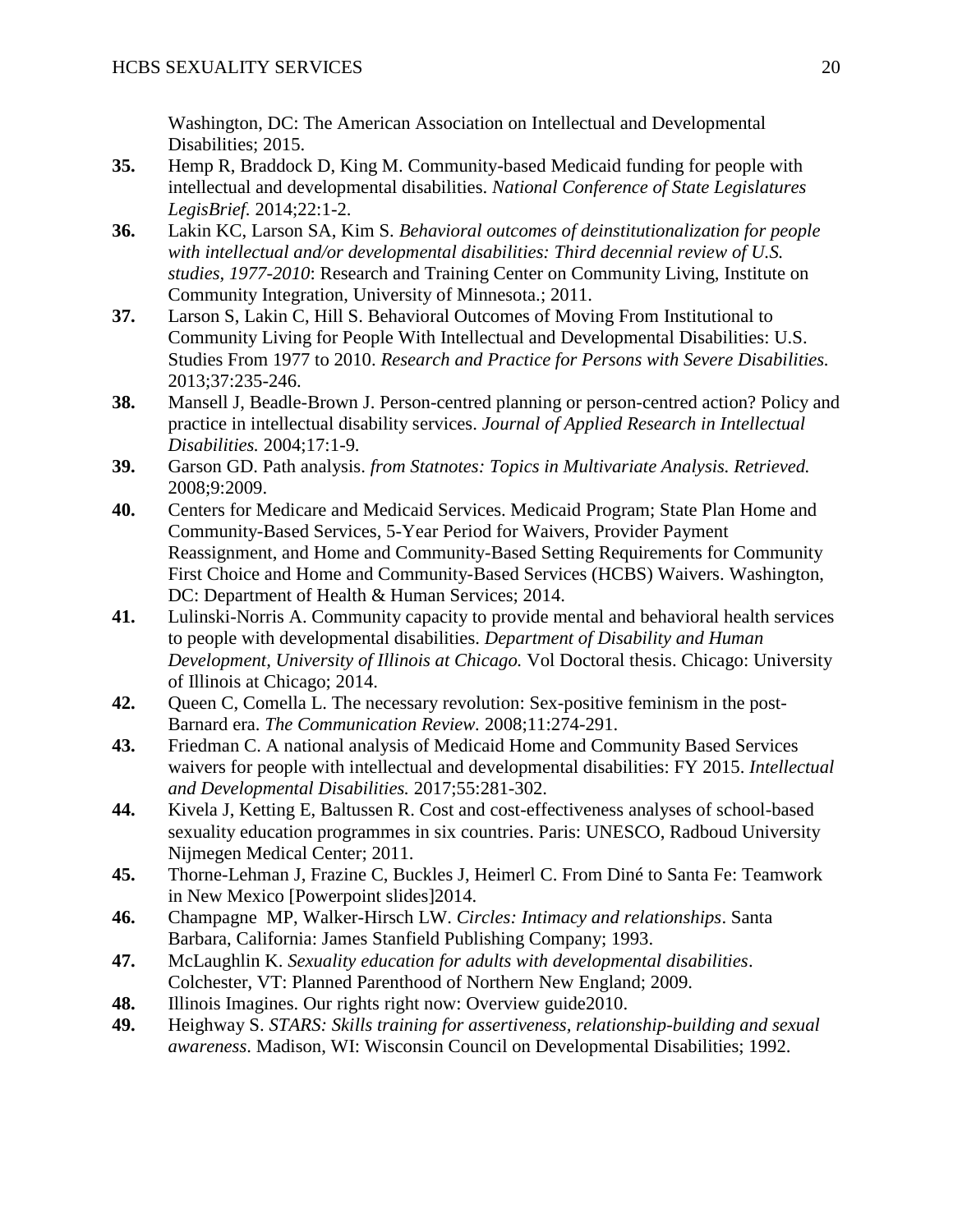Washington, DC: The American Association on Intellectual and Developmental Disabilities; 2015.

**35.** Hemp R, Braddock D, King M. Community-based Medicaid funding for people with intellectual and developmental disabilities. *National Conference of State Legislatures LegisBrief.* 2014;22:1-2.

**36.** Lakin KC, Larson SA, Kim S. *Behavioral outcomes of deinstitutionalization for people with intellectual and/or developmental disabilities: Third decennial review of U.S. studies, 1977-2010*: Research and Training Center on Community Living, Institute on Community Integration, University of Minnesota.; 2011.

**37.** Larson S, Lakin C, Hill S. Behavioral Outcomes of Moving From Institutional to Community Living for People With Intellectual and Developmental Disabilities: U.S. Studies From 1977 to 2010. *Research and Practice for Persons with Severe Disabilities.* 2013;37:235-246.

**38.** Mansell J, Beadle-Brown J. Person-centred planning or person-centred action? Policy and practice in intellectual disability services. *Journal of Applied Research in Intellectual Disabilities.* 2004;17:1-9.

**39.** Garson GD. Path analysis. *from Statnotes: Topics in Multivariate Analysis. Retrieved.* 2008;9:2009.

**40.** Centers for Medicare and Medicaid Services. Medicaid Program; State Plan Home and Community-Based Services, 5-Year Period for Waivers, Provider Payment Reassignment, and Home and Community-Based Setting Requirements for Community First Choice and Home and Community-Based Services (HCBS) Waivers. Washington, DC: Department of Health & Human Services; 2014.

**41.** Lulinski-Norris A. Community capacity to provide mental and behavioral health services to people with developmental disabilities. *Department of Disability and Human Development, University of Illinois at Chicago.* Vol Doctoral thesis. Chicago: University of Illinois at Chicago; 2014.

**42.** Queen C, Comella L. The necessary revolution: Sex-positive feminism in the post-Barnard era. *The Communication Review.* 2008;11:274-291.

**43.** Friedman C. A national analysis of Medicaid Home and Community Based Services waivers for people with intellectual and developmental disabilities: FY 2015. *Intellectual and Developmental Disabilities.* 2017;55:281-302.

**44.** Kivela J, Ketting E, Baltussen R. Cost and cost-effectiveness analyses of school-based sexuality education programmes in six countries. Paris: UNESCO, Radboud University Nijmegen Medical Center; 2011.

**45.** Thorne-Lehman J, Frazine C, Buckles J, Heimerl C. From Diné to Santa Fe: Teamwork in New Mexico [Powerpoint slides]2014.

**46.** Champagne MP, Walker-Hirsch LW. *Circles: Intimacy and relationships*. Santa Barbara, California: James Stanfield Publishing Company; 1993.

**47.** McLaughlin K. *Sexuality education for adults with developmental disabilities*. Colchester, VT: Planned Parenthood of Northern New England; 2009.

**48.** Illinois Imagines. Our rights right now: Overview guide2010.

**49.** Heighway S. *STARS: Skills training for assertiveness, relationship-building and sexual awareness*. Madison, WI: Wisconsin Council on Developmental Disabilities; 1992.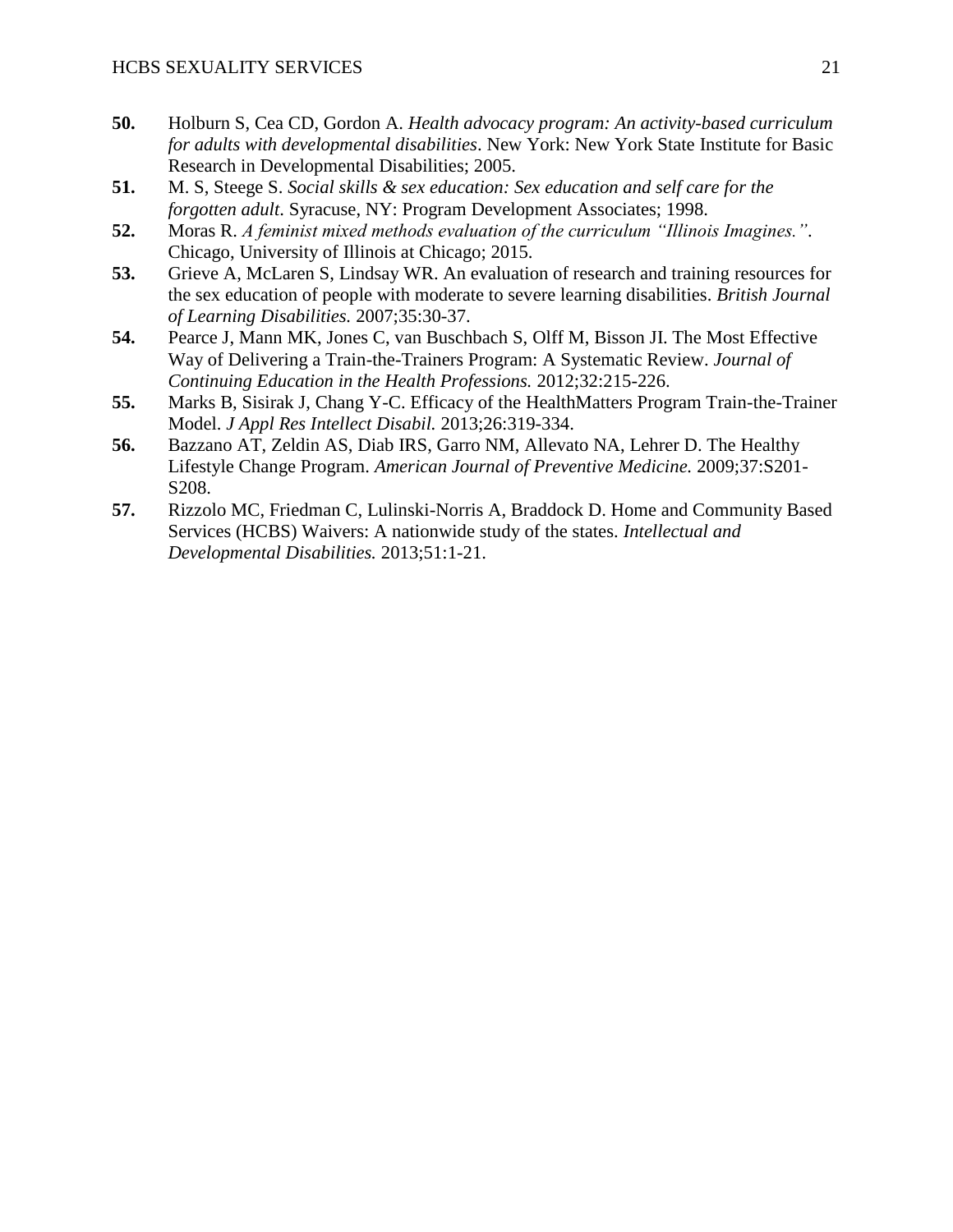**50.** Holburn S, Cea CD, Gordon A. *Health advocacy program: An activity-based curriculum for adults with developmental disabilities*. New York: New York State Institute for Basic Research in Developmental Disabilities; 2005.

**51.** M. S, Steege S. *Social skills & sex education: Sex education and self care for the forgotten adult*. Syracuse, NY: Program Development Associates; 1998.

**52.** Moras R. *A feminist mixed methods evaluation of the curriculum "Illinois Imagines."*. Chicago, University of Illinois at Chicago; 2015.

**53.** Grieve A, McLaren S, Lindsay WR. An evaluation of research and training resources for the sex education of people with moderate to severe learning disabilities. *British Journal of Learning Disabilities.* 2007;35:30-37.

**54.** Pearce J, Mann MK, Jones C, van Buschbach S, Olff M, Bisson JI. The Most Effective Way of Delivering a Train-the-Trainers Program: A Systematic Review. *Journal of Continuing Education in the Health Professions.* 2012;32:215-226.

**55.** Marks B, Sisirak J, Chang Y-C. Efficacy of the HealthMatters Program Train-the-Trainer Model. *J Appl Res Intellect Disabil.* 2013;26:319-334.

**56.** Bazzano AT, Zeldin AS, Diab IRS, Garro NM, Allevato NA, Lehrer D. The Healthy Lifestyle Change Program. *American Journal of Preventive Medicine.* 2009;37:S201-S208.

**57.** Rizzolo MC, Friedman C, Lulinski-Norris A, Braddock D. Home and Community Based Services (HCBS) Waivers: A nationwide study of the states. *Intellectual and Developmental Disabilities.* 2013;51:1-21.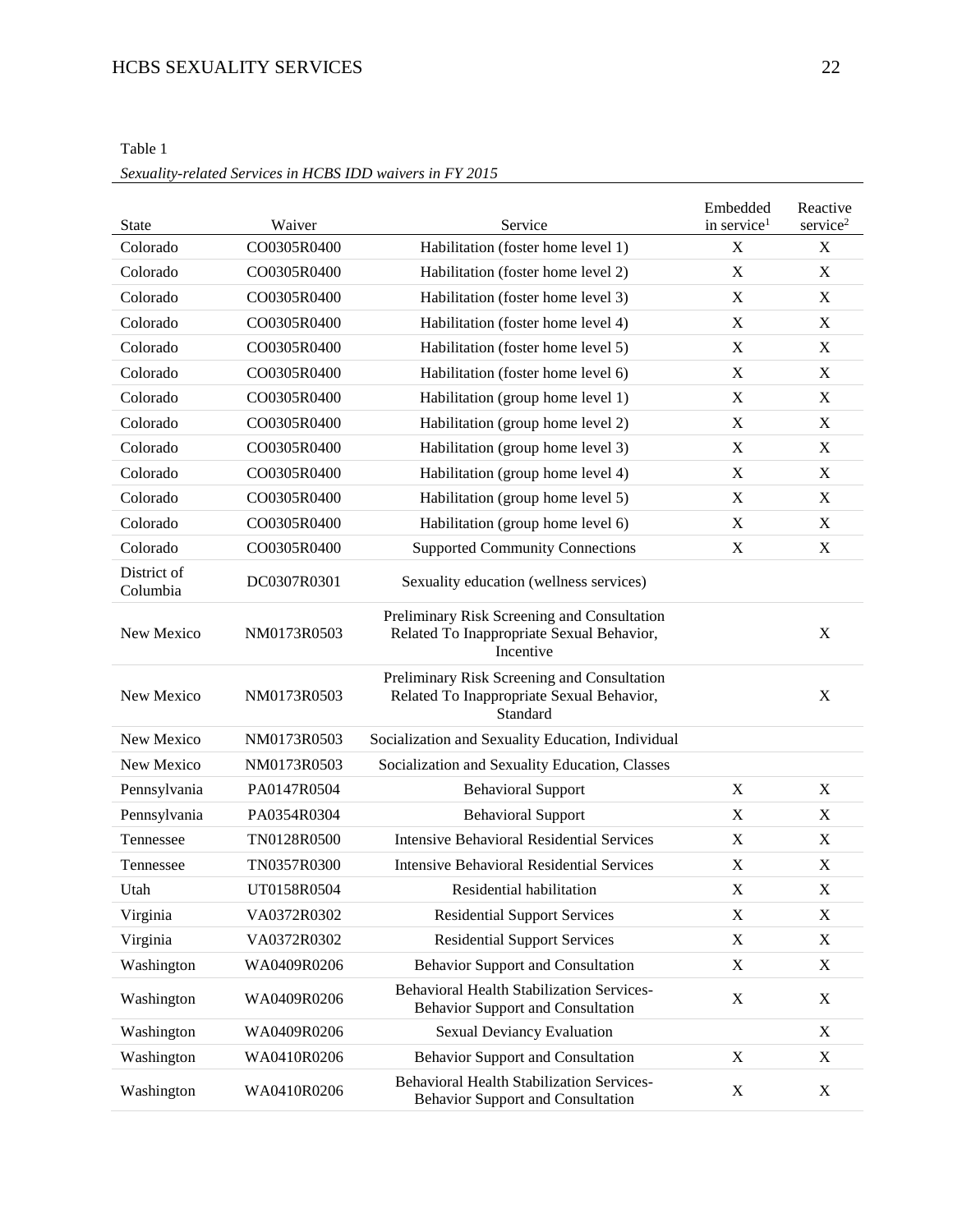Table 1

*Sexuality-related Services in HCBS IDD waivers in FY 2015*

| State | Waiver | Service | Embedded in service[1] | Reactive service[2] |
|---|---|---|---|---|
| Colorado | CO0305R0400 | Habilitation (foster home level 1) | X | X |
| Colorado | CO0305R0400 | Habilitation (foster home level 2) | X | X |
| Colorado | CO0305R0400 | Habilitation (foster home level 3) | X | X |
| Colorado | CO0305R0400 | Habilitation (foster home level 4) | X | X |
| Colorado | CO0305R0400 | Habilitation (foster home level 5) | X | X |
| Colorado | CO0305R0400 | Habilitation (foster home level 6) | X | X |
| Colorado | CO0305R0400 | Habilitation (group home level 1) | X | X |
| Colorado | CO0305R0400 | Habilitation (group home level 2) | X | X |
| Colorado | CO0305R0400 | Habilitation (group home level 3) | X | X |
| Colorado | CO0305R0400 | Habilitation (group home level 4) | X | X |
| Colorado | CO0305R0400 | Habilitation (group home level 5) | X | X |
| Colorado | CO0305R0400 | Habilitation (group home level 6) | X | X |
| Colorado | CO0305R0400 | Supported Community Connections | X | X |
| District of Columbia | DC0307R0301 | Sexuality education (wellness services) | | |
| New Mexico | NM0173R0503 | Preliminary Risk Screening and Consultation Related To Inappropriate Sexual Behavior, Incentive | | X |
| New Mexico | NM0173R0503 | Preliminary Risk Screening and Consultation Related To Inappropriate Sexual Behavior, Standard | | X |
| New Mexico | NM0173R0503 | Socialization and Sexuality Education, Individual | | |
| New Mexico | NM0173R0503 | Socialization and Sexuality Education, Classes | | |
| Pennsylvania | PA0147R0504 | Behavioral Support | X | X |
| Pennsylvania | PA0354R0304 | Behavioral Support | X | X |
| Tennessee | TN0128R0500 | Intensive Behavioral Residential Services | X | X |
| Tennessee | TN0357R0300 | Intensive Behavioral Residential Services | X | X |
| Utah | UT0158R0504 | Residential habilitation | X | X |
| Virginia | VA0372R0302 | Residential Support Services | X | X |
| Virginia | VA0372R0302 | Residential Support Services | X | X |
| Washington | WA0409R0206 | Behavior Support and Consultation | X | X |
| Washington | WA0409R0206 | Behavioral Health Stabilization Services-Behavior Support and Consultation | X | X |
| Washington | WA0409R0206 | Sexual Deviancy Evaluation | | X |
| Washington | WA0410R0206 | Behavior Support and Consultation | X | X |
| Washington | WA0410R0206 | Behavioral Health Stabilization Services-Behavior Support and Consultation | X | X |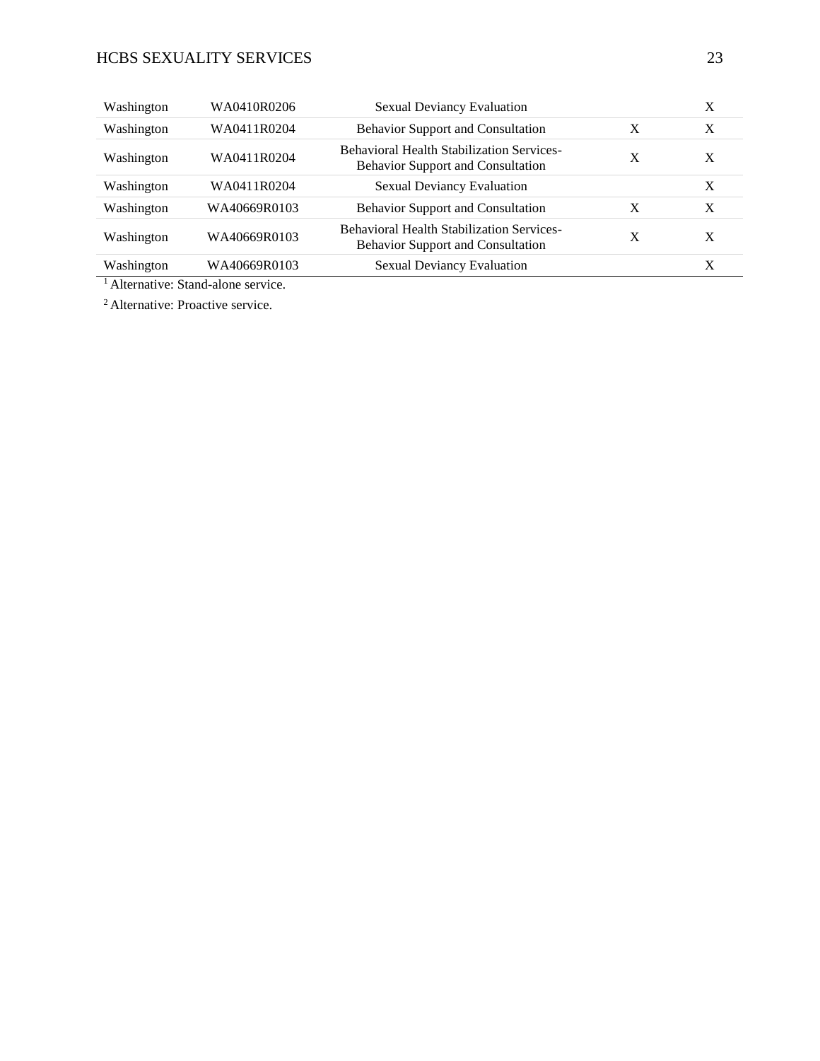| | | | | |
|---|---|---|---|---|
| Washington | WA0410R0206 | Sexual Deviancy Evaluation | | X |
| Washington | WA0411R0204 | Behavior Support and Consultation | X | X |
| Washington | WA0411R0204 | Behavioral Health Stabilization Services-Behavior Support and Consultation | X | X |
| Washington | WA0411R0204 | Sexual Deviancy Evaluation | | X |
| Washington | WA40669R0103 | Behavior Support and Consultation | X | X |
| Washington | WA40669R0103 | Behavioral Health Stabilization Services-Behavior Support and Consultation | X | X |
| Washington | WA40669R0103 | Sexual Deviancy Evaluation | | X |

[1] Alternative: Stand-alone service.

[2] Alternative: Proactive service.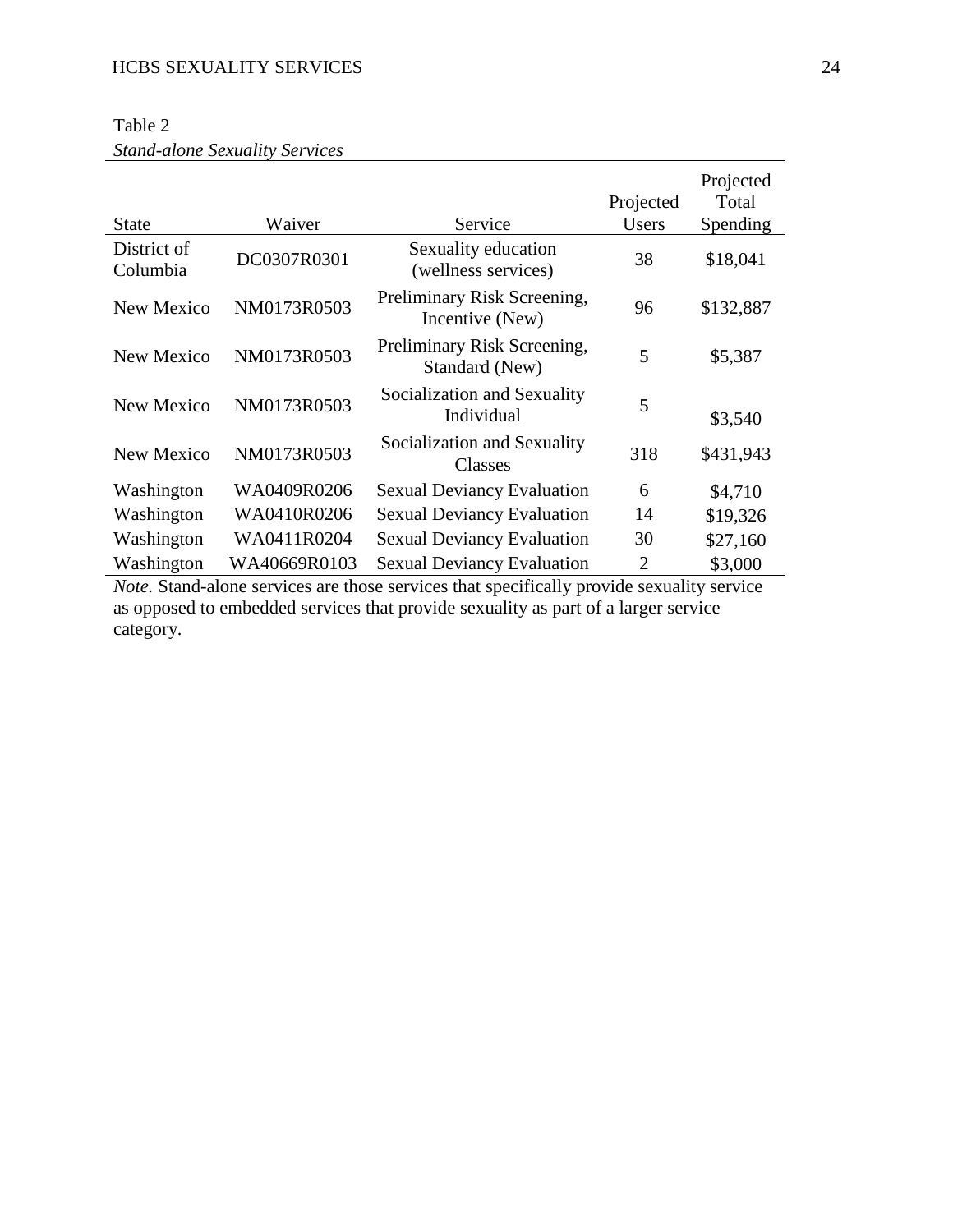Table 2

*Stand-alone Sexuality Services*

| State | Waiver | Service | Projected Users | Projected Total Spending |
|---|---|---|---|---|
| District of Columbia | DC0307R0301 | Sexuality education (wellness services) | 38 | $18,041 |
| New Mexico | NM0173R0503 | Preliminary Risk Screening, Incentive (New) | 96 | $132,887 |
| New Mexico | NM0173R0503 | Preliminary Risk Screening, Standard (New) | 5 | $5,387 |
| New Mexico | NM0173R0503 | Socialization and Sexuality Individual | 5 | $3,540 |
| New Mexico | NM0173R0503 | Socialization and Sexuality Classes | 318 | $431,943 |
| Washington | WA0409R0206 | Sexual Deviancy Evaluation | 6 | $4,710 |
| Washington | WA0410R0206 | Sexual Deviancy Evaluation | 14 | $19,326 |
| Washington | WA0411R0204 | Sexual Deviancy Evaluation | 30 | $27,160 |
| Washington | WA40669R0103 | Sexual Deviancy Evaluation | 2 | $3,000 |

*Note.* Stand-alone services are those services that specifically provide sexuality service as opposed to embedded services that provide sexuality as part of a larger service category.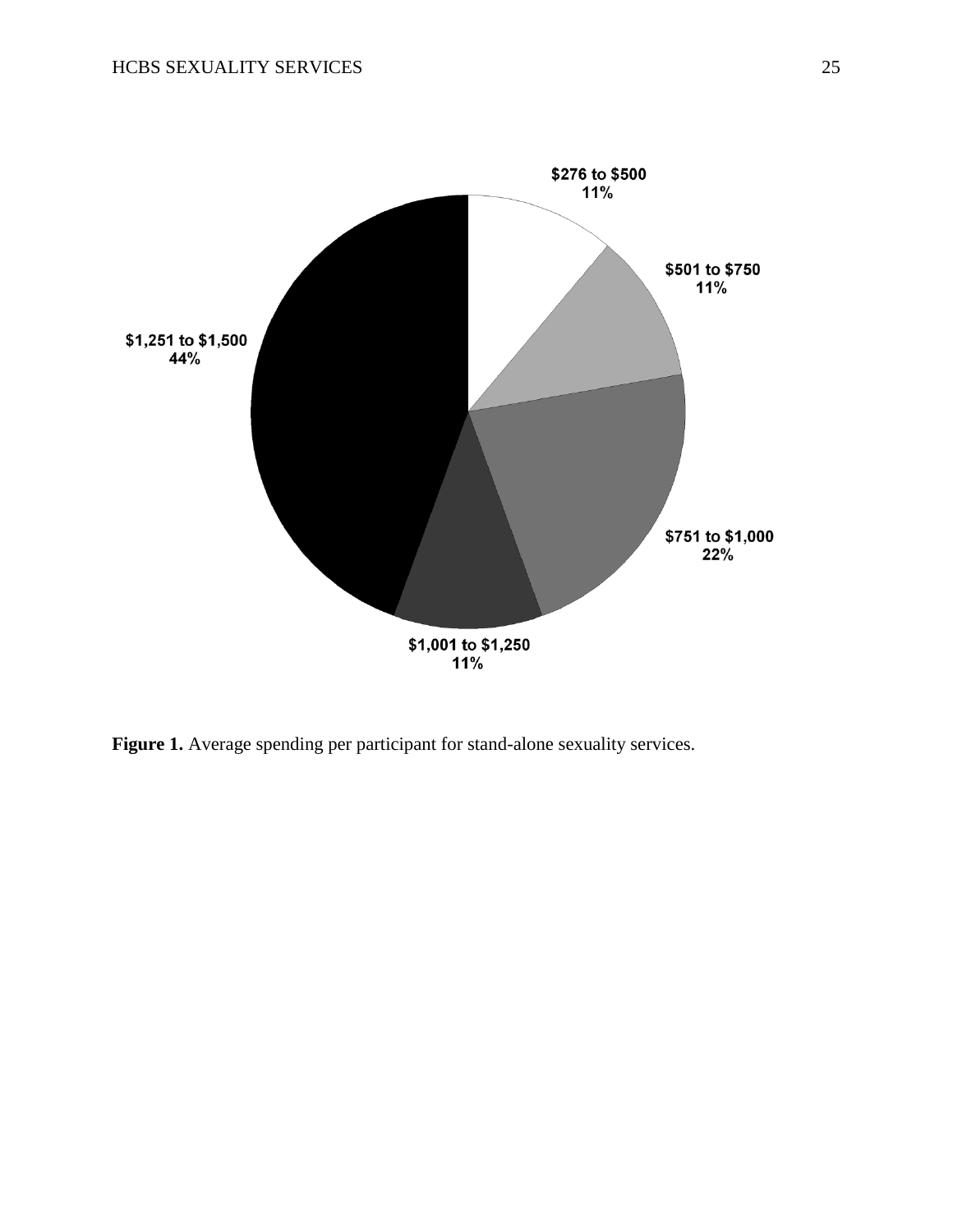$276 to $500
11%

$501 to $750
11%

$751 to $1,000
22%

$1,001 to $1,250
11%

$1,251 to $1,500
44%

**Figure 1.** Average spending per participant for stand-alone sexuality services.